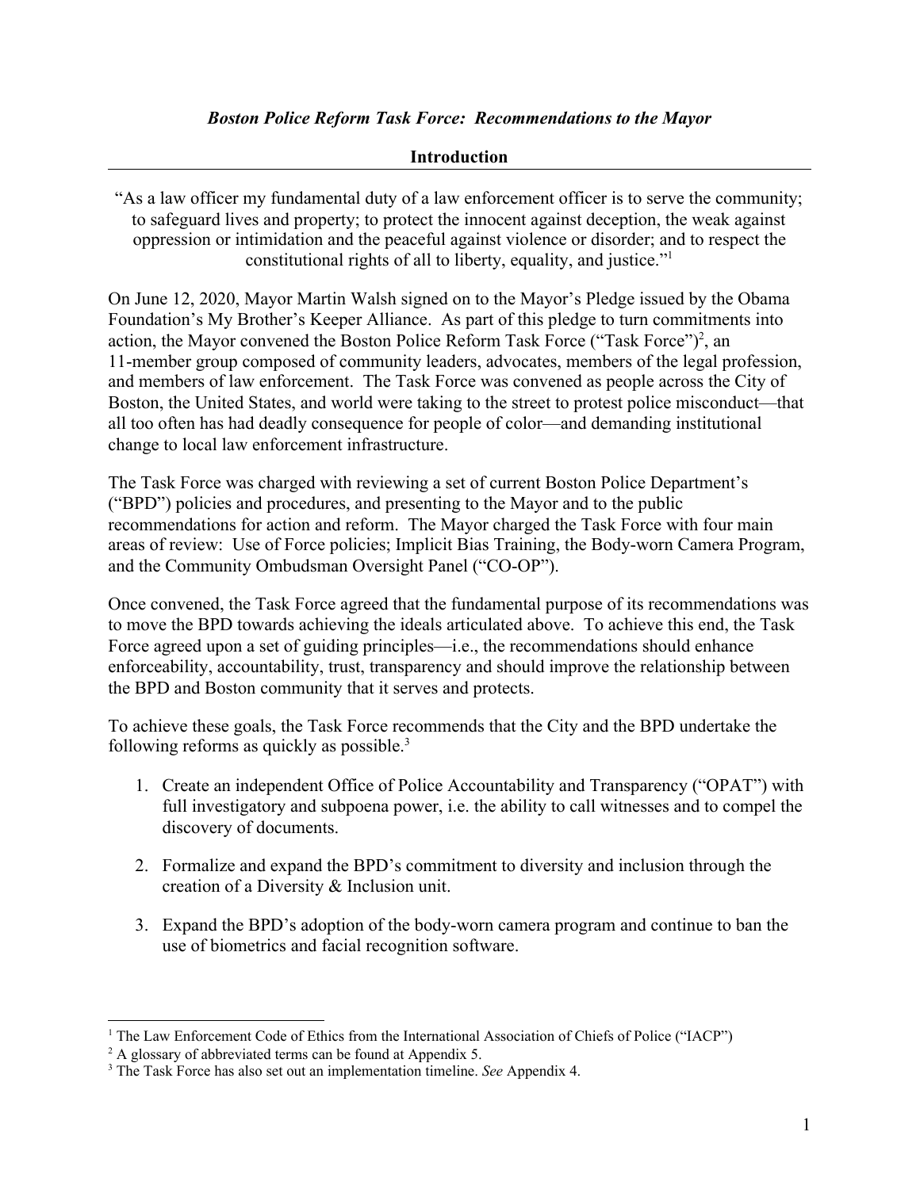*Boston Police Reform Task Force: Recommendations to the Mayor*

## Introduction

"As a law officer my fundamental duty of a law enforcement officer is to serve the community; to safeguard lives and property; to protect the innocent against deception, the weak against oppression or intimidation and the peaceful against violence or disorder; and to respect the constitutional rights of all to liberty, equality, and justice."[1]

On June 12, 2020, Mayor Martin Walsh signed on to the Mayor's Pledge issued by the Obama Foundation's My Brother's Keeper Alliance. As part of this pledge to turn commitments into action, the Mayor convened the Boston Police Reform Task Force ("Task Force")[2], an 11-member group composed of community leaders, advocates, members of the legal profession, and members of law enforcement. The Task Force was convened as people across the City of Boston, the United States, and world were taking to the street to protest police misconduct—that all too often has had deadly consequence for people of color—and demanding institutional change to local law enforcement infrastructure.

The Task Force was charged with reviewing a set of current Boston Police Department's ("BPD") policies and procedures, and presenting to the Mayor and to the public recommendations for action and reform. The Mayor charged the Task Force with four main areas of review: Use of Force policies; Implicit Bias Training, the Body-worn Camera Program, and the Community Ombudsman Oversight Panel ("CO-OP").

Once convened, the Task Force agreed that the fundamental purpose of its recommendations was to move the BPD towards achieving the ideals articulated above. To achieve this end, the Task Force agreed upon a set of guiding principles—i.e., the recommendations should enhance enforceability, accountability, trust, transparency and should improve the relationship between the BPD and Boston community that it serves and protects.

To achieve these goals, the Task Force recommends that the City and the BPD undertake the following reforms as quickly as possible.[3]

1. Create an independent Office of Police Accountability and Transparency ("OPAT") with full investigatory and subpoena power, i.e. the ability to call witnesses and to compel the discovery of documents.

2. Formalize and expand the BPD's commitment to diversity and inclusion through the creation of a Diversity & Inclusion unit.

3. Expand the BPD's adoption of the body-worn camera program and continue to ban the use of biometrics and facial recognition software.

---

[1] The Law Enforcement Code of Ethics from the International Association of Chiefs of Police ("IACP")

[2] A glossary of abbreviated terms can be found at Appendix 5.

[3] The Task Force has also set out an implementation timeline. *See* Appendix 4.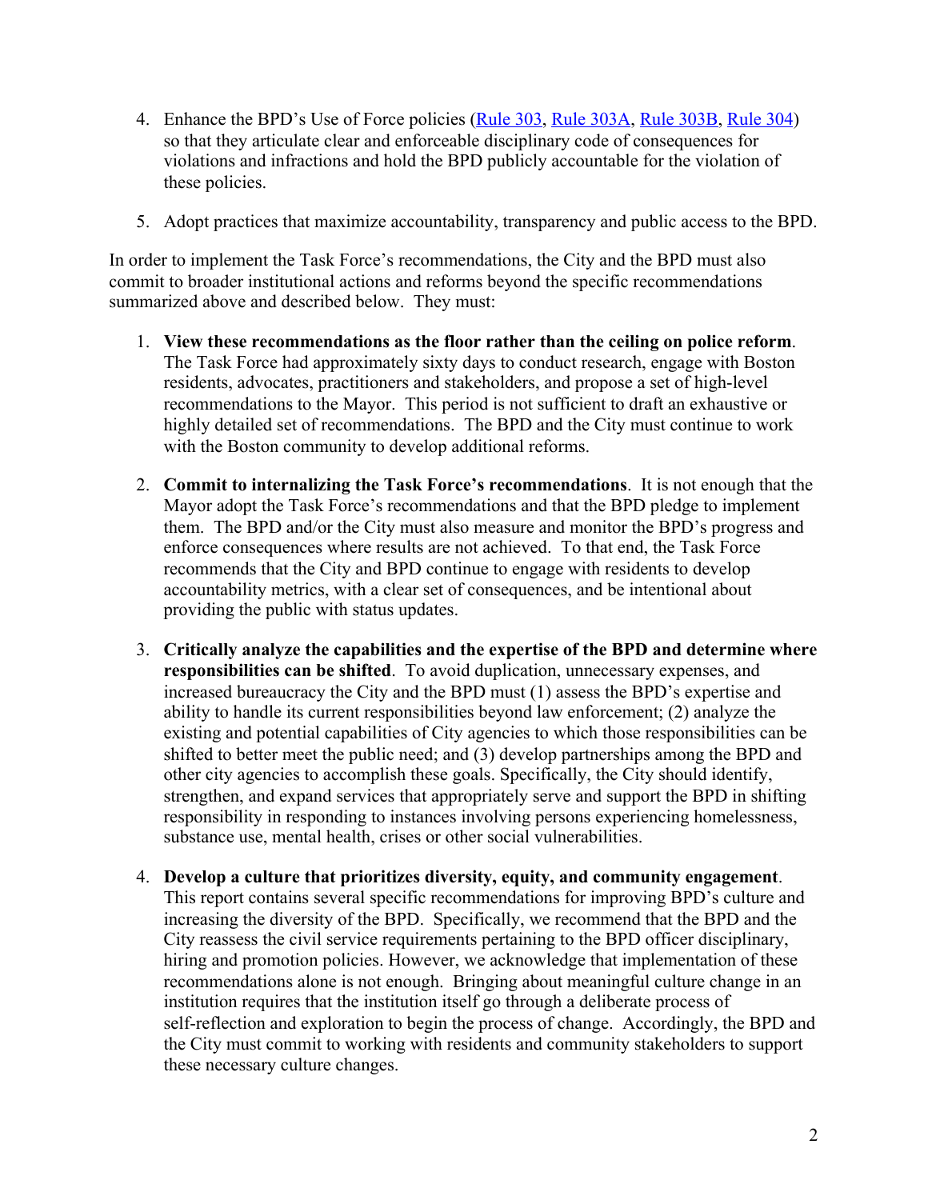4. Enhance the BPD's Use of Force policies (Rule 303, Rule 303A, Rule 303B, Rule 304) so that they articulate clear and enforceable disciplinary code of consequences for violations and infractions and hold the BPD publicly accountable for the violation of these policies.

5. Adopt practices that maximize accountability, transparency and public access to the BPD.

In order to implement the Task Force's recommendations, the City and the BPD must also commit to broader institutional actions and reforms beyond the specific recommendations summarized above and described below. They must:

1. **View these recommendations as the floor rather than the ceiling on police reform**. The Task Force had approximately sixty days to conduct research, engage with Boston residents, advocates, practitioners and stakeholders, and propose a set of high-level recommendations to the Mayor. This period is not sufficient to draft an exhaustive or highly detailed set of recommendations. The BPD and the City must continue to work with the Boston community to develop additional reforms.

2. **Commit to internalizing the Task Force's recommendations**. It is not enough that the Mayor adopt the Task Force's recommendations and that the BPD pledge to implement them. The BPD and/or the City must also measure and monitor the BPD's progress and enforce consequences where results are not achieved. To that end, the Task Force recommends that the City and BPD continue to engage with residents to develop accountability metrics, with a clear set of consequences, and be intentional about providing the public with status updates.

3. **Critically analyze the capabilities and the expertise of the BPD and determine where responsibilities can be shifted**. To avoid duplication, unnecessary expenses, and increased bureaucracy the City and the BPD must (1) assess the BPD's expertise and ability to handle its current responsibilities beyond law enforcement; (2) analyze the existing and potential capabilities of City agencies to which those responsibilities can be shifted to better meet the public need; and (3) develop partnerships among the BPD and other city agencies to accomplish these goals. Specifically, the City should identify, strengthen, and expand services that appropriately serve and support the BPD in shifting responsibility in responding to instances involving persons experiencing homelessness, substance use, mental health, crises or other social vulnerabilities.

4. **Develop a culture that prioritizes diversity, equity, and community engagement**. This report contains several specific recommendations for improving BPD's culture and increasing the diversity of the BPD. Specifically, we recommend that the BPD and the City reassess the civil service requirements pertaining to the BPD officer disciplinary, hiring and promotion policies. However, we acknowledge that implementation of these recommendations alone is not enough. Bringing about meaningful culture change in an institution requires that the institution itself go through a deliberate process of self-reflection and exploration to begin the process of change. Accordingly, the BPD and the City must commit to working with residents and community stakeholders to support these necessary culture changes.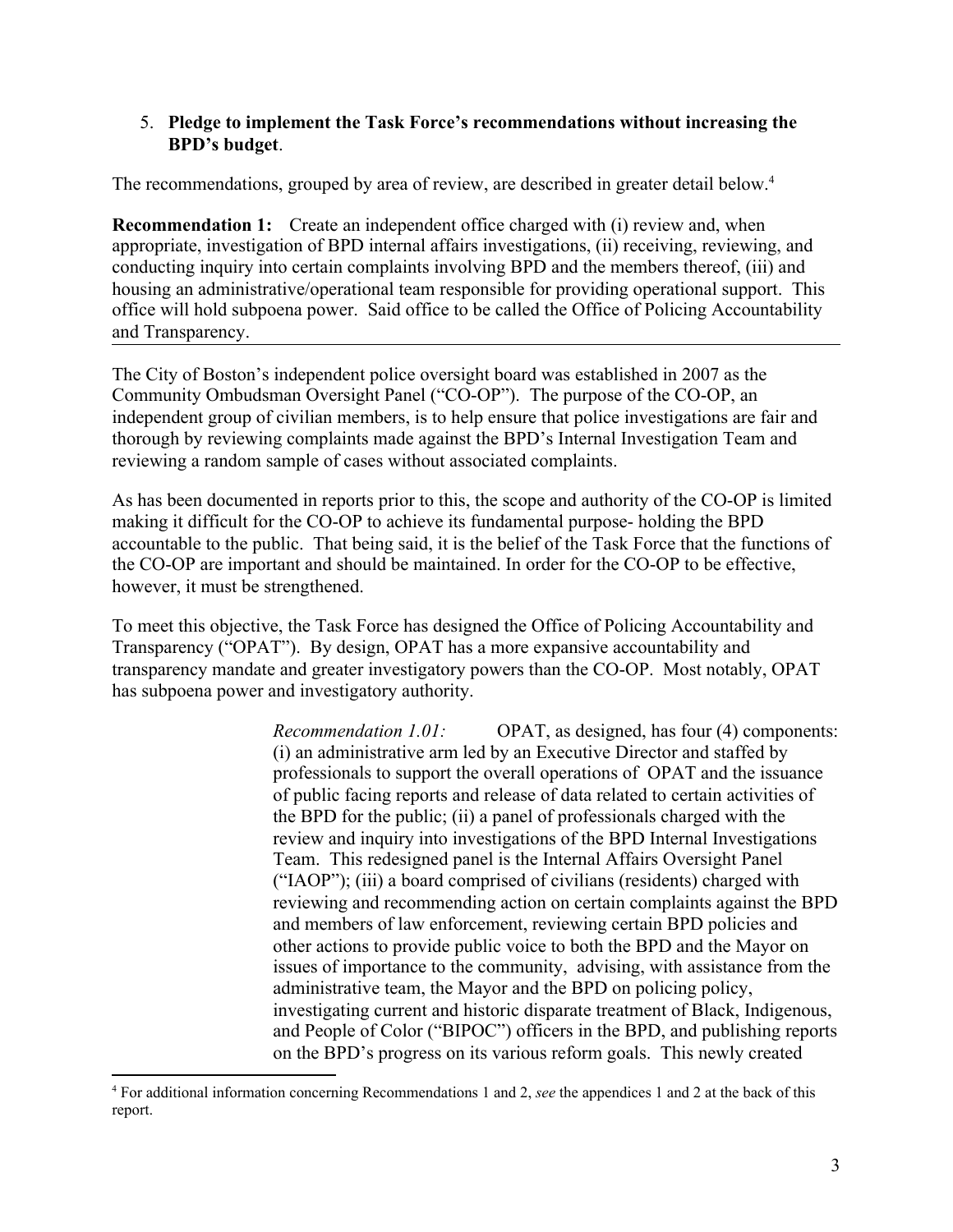5. **Pledge to implement the Task Force's recommendations without increasing the BPD's budget**.

The recommendations, grouped by area of review, are described in greater detail below.[4]

**Recommendation 1:** Create an independent office charged with (i) review and, when appropriate, investigation of BPD internal affairs investigations, (ii) receiving, reviewing, and conducting inquiry into certain complaints involving BPD and the members thereof, (iii) and housing an administrative/operational team responsible for providing operational support. This office will hold subpoena power. Said office to be called the Office of Policing Accountability and Transparency.

---

The City of Boston's independent police oversight board was established in 2007 as the Community Ombudsman Oversight Panel ("CO-OP"). The purpose of the CO-OP, an independent group of civilian members, is to help ensure that police investigations are fair and thorough by reviewing complaints made against the BPD's Internal Investigation Team and reviewing a random sample of cases without associated complaints.

As has been documented in reports prior to this, the scope and authority of the CO-OP is limited making it difficult for the CO-OP to achieve its fundamental purpose- holding the BPD accountable to the public. That being said, it is the belief of the Task Force that the functions of the CO-OP are important and should be maintained. In order for the CO-OP to be effective, however, it must be strengthened.

To meet this objective, the Task Force has designed the Office of Policing Accountability and Transparency ("OPAT"). By design, OPAT has a more expansive accountability and transparency mandate and greater investigatory powers than the CO-OP. Most notably, OPAT has subpoena power and investigatory authority.

> *Recommendation 1.01:* OPAT, as designed, has four (4) components: (i) an administrative arm led by an Executive Director and staffed by professionals to support the overall operations of OPAT and the issuance of public facing reports and release of data related to certain activities of the BPD for the public; (ii) a panel of professionals charged with the review and inquiry into investigations of the BPD Internal Investigations Team. This redesigned panel is the Internal Affairs Oversight Panel ("IAOP"); (iii) a board comprised of civilians (residents) charged with reviewing and recommending action on certain complaints against the BPD and members of law enforcement, reviewing certain BPD policies and other actions to provide public voice to both the BPD and the Mayor on issues of importance to the community, advising, with assistance from the administrative team, the Mayor and the BPD on policing policy, investigating current and historic disparate treatment of Black, Indigenous, and People of Color ("BIPOC") officers in the BPD, and publishing reports on the BPD's progress on its various reform goals. This newly created

---

[4] For additional information concerning Recommendations 1 and 2, *see* the appendices 1 and 2 at the back of this report.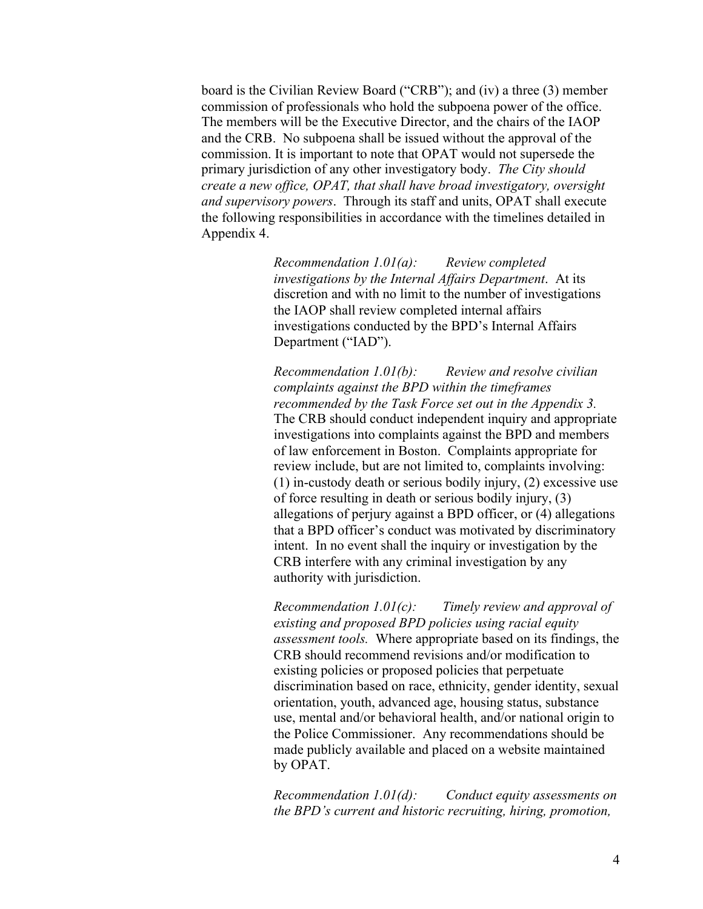board is the Civilian Review Board ("CRB"); and (iv) a three (3) member commission of professionals who hold the subpoena power of the office. The members will be the Executive Director, and the chairs of the IAOP and the CRB. No subpoena shall be issued without the approval of the commission. It is important to note that OPAT would not supersede the primary jurisdiction of any other investigatory body. *The City should create a new office, OPAT, that shall have broad investigatory, oversight and supervisory powers*. Through its staff and units, OPAT shall execute the following responsibilities in accordance with the timelines detailed in Appendix 4.

> *Recommendation 1.01(a): Review completed investigations by the Internal Affairs Department*. At its discretion and with no limit to the number of investigations the IAOP shall review completed internal affairs investigations conducted by the BPD's Internal Affairs Department ("IAD").
>
> *Recommendation 1.01(b): Review and resolve civilian complaints against the BPD within the timeframes recommended by the Task Force set out in the Appendix 3.* The CRB should conduct independent inquiry and appropriate investigations into complaints against the BPD and members of law enforcement in Boston. Complaints appropriate for review include, but are not limited to, complaints involving: (1) in-custody death or serious bodily injury, (2) excessive use of force resulting in death or serious bodily injury, (3) allegations of perjury against a BPD officer, or (4) allegations that a BPD officer's conduct was motivated by discriminatory intent. In no event shall the inquiry or investigation by the CRB interfere with any criminal investigation by any authority with jurisdiction.
>
> *Recommendation 1.01(c): Timely review and approval of existing and proposed BPD policies using racial equity assessment tools.* Where appropriate based on its findings, the CRB should recommend revisions and/or modification to existing policies or proposed policies that perpetuate discrimination based on race, ethnicity, gender identity, sexual orientation, youth, advanced age, housing status, substance use, mental and/or behavioral health, and/or national origin to the Police Commissioner. Any recommendations should be made publicly available and placed on a website maintained by OPAT.
>
> *Recommendation 1.01(d): Conduct equity assessments on the BPD's current and historic recruiting, hiring, promotion,*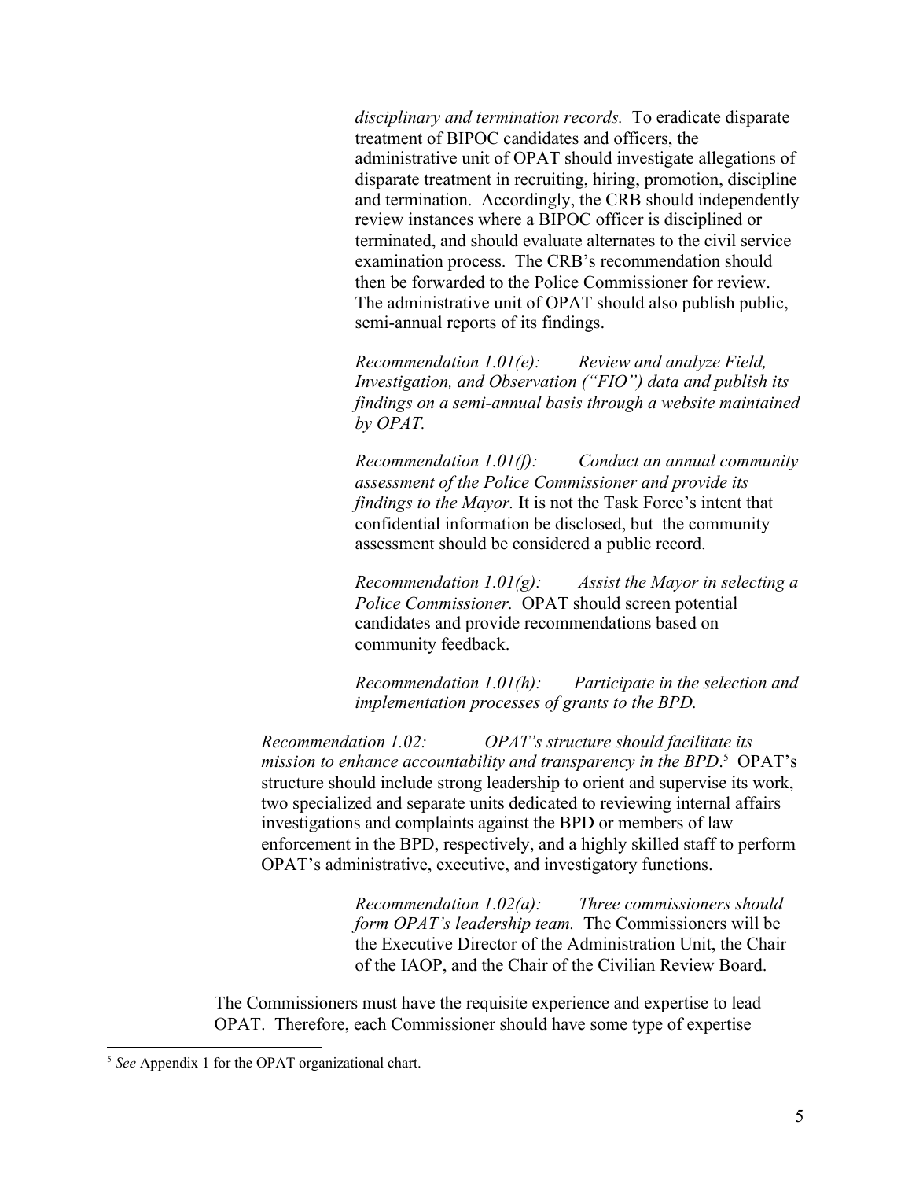*disciplinary and termination records.* To eradicate disparate treatment of BIPOC candidates and officers, the administrative unit of OPAT should investigate allegations of disparate treatment in recruiting, hiring, promotion, discipline and termination. Accordingly, the CRB should independently review instances where a BIPOC officer is disciplined or terminated, and should evaluate alternates to the civil service examination process. The CRB's recommendation should then be forwarded to the Police Commissioner for review. The administrative unit of OPAT should also publish public, semi-annual reports of its findings.

*Recommendation 1.01(e): Review and analyze Field, Investigation, and Observation ("FIO") data and publish its findings on a semi-annual basis through a website maintained by OPAT.*

*Recommendation 1.01(f): Conduct an annual community assessment of the Police Commissioner and provide its findings to the Mayor.* It is not the Task Force's intent that confidential information be disclosed, but the community assessment should be considered a public record.

*Recommendation 1.01(g): Assist the Mayor in selecting a Police Commissioner.* OPAT should screen potential candidates and provide recommendations based on community feedback.

*Recommendation 1.01(h): Participate in the selection and implementation processes of grants to the BPD.*

*Recommendation 1.02: OPAT's structure should facilitate its mission to enhance accountability and transparency in the BPD.*[5] OPAT's structure should include strong leadership to orient and supervise its work, two specialized and separate units dedicated to reviewing internal affairs investigations and complaints against the BPD or members of law enforcement in the BPD, respectively, and a highly skilled staff to perform OPAT's administrative, executive, and investigatory functions.

*Recommendation 1.02(a): Three commissioners should form OPAT's leadership team.* The Commissioners will be the Executive Director of the Administration Unit, the Chair of the IAOP, and the Chair of the Civilian Review Board.

The Commissioners must have the requisite experience and expertise to lead OPAT. Therefore, each Commissioner should have some type of expertise

[5] *See* Appendix 1 for the OPAT organizational chart.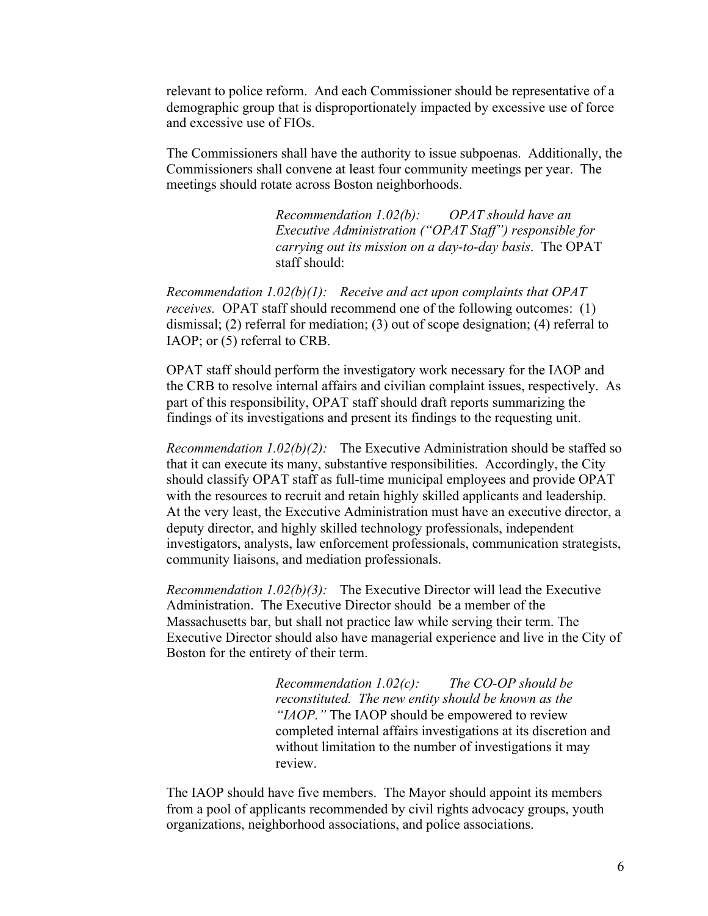relevant to police reform. And each Commissioner should be representative of a demographic group that is disproportionately impacted by excessive use of force and excessive use of FIOs.

The Commissioners shall have the authority to issue subpoenas. Additionally, the Commissioners shall convene at least four community meetings per year. The meetings should rotate across Boston neighborhoods.

> *Recommendation 1.02(b): OPAT should have an Executive Administration ("OPAT Staff") responsible for carrying out its mission on a day-to-day basis*. The OPAT staff should:

*Recommendation 1.02(b)(1): Receive and act upon complaints that OPAT receives.* OPAT staff should recommend one of the following outcomes: (1) dismissal; (2) referral for mediation; (3) out of scope designation; (4) referral to IAOP; or (5) referral to CRB.

OPAT staff should perform the investigatory work necessary for the IAOP and the CRB to resolve internal affairs and civilian complaint issues, respectively. As part of this responsibility, OPAT staff should draft reports summarizing the findings of its investigations and present its findings to the requesting unit.

*Recommendation 1.02(b)(2):* The Executive Administration should be staffed so that it can execute its many, substantive responsibilities. Accordingly, the City should classify OPAT staff as full-time municipal employees and provide OPAT with the resources to recruit and retain highly skilled applicants and leadership. At the very least, the Executive Administration must have an executive director, a deputy director, and highly skilled technology professionals, independent investigators, analysts, law enforcement professionals, communication strategists, community liaisons, and mediation professionals.

*Recommendation 1.02(b)(3):* The Executive Director will lead the Executive Administration. The Executive Director should be a member of the Massachusetts bar, but shall not practice law while serving their term. The Executive Director should also have managerial experience and live in the City of Boston for the entirety of their term.

> *Recommendation 1.02(c): The CO-OP should be reconstituted. The new entity should be known as the "IAOP."* The IAOP should be empowered to review completed internal affairs investigations at its discretion and without limitation to the number of investigations it may review.

The IAOP should have five members. The Mayor should appoint its members from a pool of applicants recommended by civil rights advocacy groups, youth organizations, neighborhood associations, and police associations.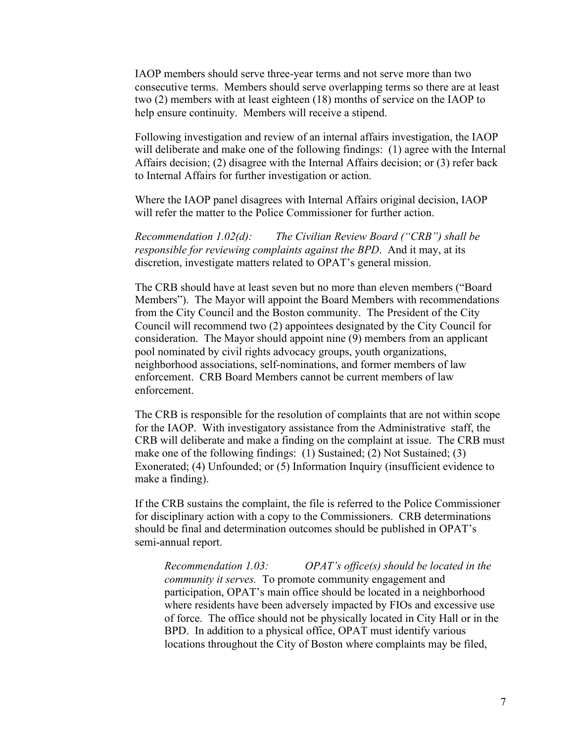IAOP members should serve three-year terms and not serve more than two consecutive terms. Members should serve overlapping terms so there are at least two (2) members with at least eighteen (18) months of service on the IAOP to help ensure continuity. Members will receive a stipend.

Following investigation and review of an internal affairs investigation, the IAOP will deliberate and make one of the following findings: (1) agree with the Internal Affairs decision; (2) disagree with the Internal Affairs decision; or (3) refer back to Internal Affairs for further investigation or action.

Where the IAOP panel disagrees with Internal Affairs original decision, IAOP will refer the matter to the Police Commissioner for further action.

*Recommendation 1.02(d): The Civilian Review Board ("CRB") shall be responsible for reviewing complaints against the BPD*. And it may, at its discretion, investigate matters related to OPAT's general mission.

The CRB should have at least seven but no more than eleven members ("Board Members"). The Mayor will appoint the Board Members with recommendations from the City Council and the Boston community. The President of the City Council will recommend two (2) appointees designated by the City Council for consideration. The Mayor should appoint nine (9) members from an applicant pool nominated by civil rights advocacy groups, youth organizations, neighborhood associations, self-nominations, and former members of law enforcement. CRB Board Members cannot be current members of law enforcement.

The CRB is responsible for the resolution of complaints that are not within scope for the IAOP. With investigatory assistance from the Administrative staff, the CRB will deliberate and make a finding on the complaint at issue. The CRB must make one of the following findings: (1) Sustained; (2) Not Sustained; (3) Exonerated; (4) Unfounded; or (5) Information Inquiry (insufficient evidence to make a finding).

If the CRB sustains the complaint, the file is referred to the Police Commissioner for disciplinary action with a copy to the Commissioners. CRB determinations should be final and determination outcomes should be published in OPAT's semi-annual report.

> *Recommendation 1.03: OPAT's office(s) should be located in the community it serves.* To promote community engagement and participation, OPAT's main office should be located in a neighborhood where residents have been adversely impacted by FIOs and excessive use of force. The office should not be physically located in City Hall or in the BPD. In addition to a physical office, OPAT must identify various locations throughout the City of Boston where complaints may be filed,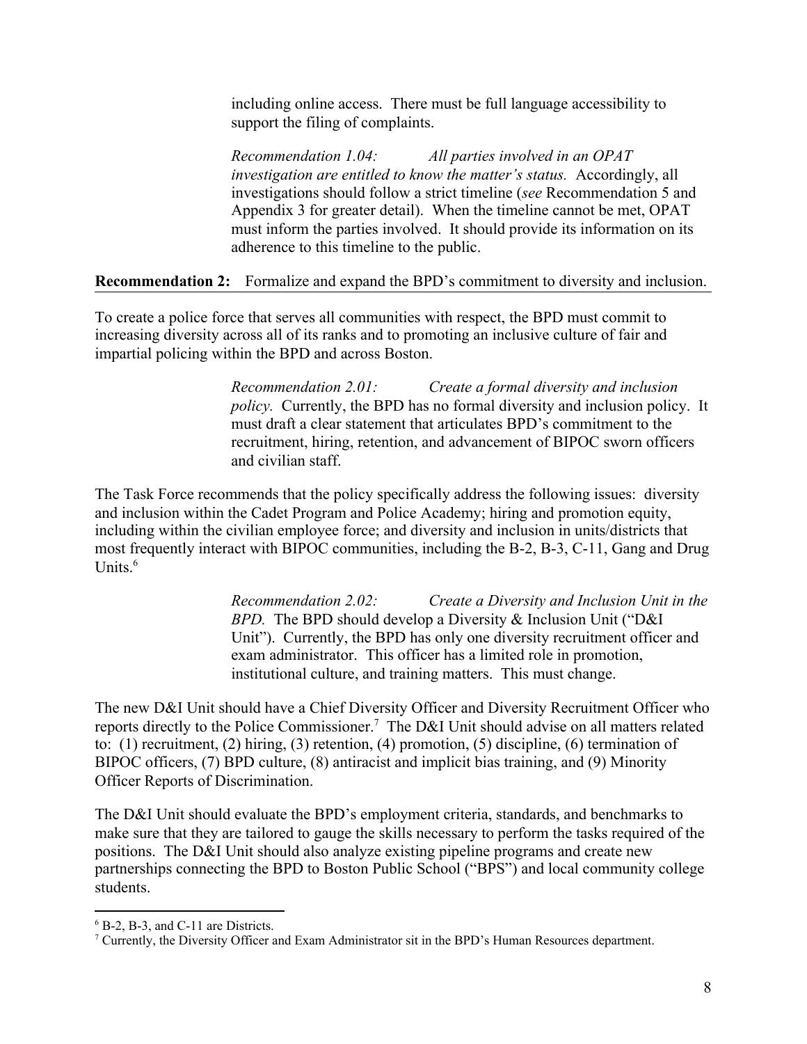including online access. There must be full language accessibility to support the filing of complaints.

*Recommendation 1.04: All parties involved in an OPAT investigation are entitled to know the matter's status.* Accordingly, all investigations should follow a strict timeline (*see* Recommendation 5 and Appendix 3 for greater detail). When the timeline cannot be met, OPAT must inform the parties involved. It should provide its information on its adherence to this timeline to the public.

**Recommendation 2:** Formalize and expand the BPD's commitment to diversity and inclusion.

To create a police force that serves all communities with respect, the BPD must commit to increasing diversity across all of its ranks and to promoting an inclusive culture of fair and impartial policing within the BPD and across Boston.

*Recommendation 2.01: Create a formal diversity and inclusion policy.* Currently, the BPD has no formal diversity and inclusion policy. It must draft a clear statement that articulates BPD's commitment to the recruitment, hiring, retention, and advancement of BIPOC sworn officers and civilian staff.

The Task Force recommends that the policy specifically address the following issues: diversity and inclusion within the Cadet Program and Police Academy; hiring and promotion equity, including within the civilian employee force; and diversity and inclusion in units/districts that most frequently interact with BIPOC communities, including the B-2, B-3, C-11, Gang and Drug Units.[6]

*Recommendation 2.02: Create a Diversity and Inclusion Unit in the BPD.* The BPD should develop a Diversity & Inclusion Unit ("D&I Unit"). Currently, the BPD has only one diversity recruitment officer and exam administrator. This officer has a limited role in promotion, institutional culture, and training matters. This must change.

The new D&I Unit should have a Chief Diversity Officer and Diversity Recruitment Officer who reports directly to the Police Commissioner.[7] The D&I Unit should advise on all matters related to: (1) recruitment, (2) hiring, (3) retention, (4) promotion, (5) discipline, (6) termination of BIPOC officers, (7) BPD culture, (8) antiracist and implicit bias training, and (9) Minority Officer Reports of Discrimination.

The D&I Unit should evaluate the BPD's employment criteria, standards, and benchmarks to make sure that they are tailored to gauge the skills necessary to perform the tasks required of the positions. The D&I Unit should also analyze existing pipeline programs and create new partnerships connecting the BPD to Boston Public School ("BPS") and local community college students.

---

[6] B-2, B-3, and C-11 are Districts.

[7] Currently, the Diversity Officer and Exam Administrator sit in the BPD's Human Resources department.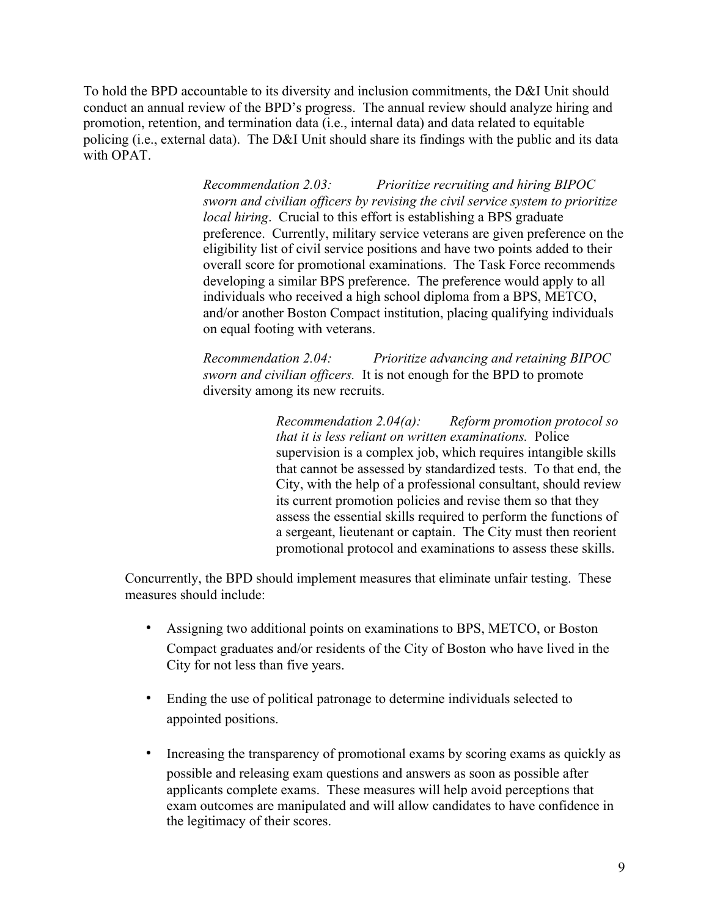To hold the BPD accountable to its diversity and inclusion commitments, the D&I Unit should conduct an annual review of the BPD's progress. The annual review should analyze hiring and promotion, retention, and termination data (i.e., internal data) and data related to equitable policing (i.e., external data). The D&I Unit should share its findings with the public and its data with OPAT.

> *Recommendation 2.03: Prioritize recruiting and hiring BIPOC sworn and civilian officers by revising the civil service system to prioritize local hiring*. Crucial to this effort is establishing a BPS graduate preference. Currently, military service veterans are given preference on the eligibility list of civil service positions and have two points added to their overall score for promotional examinations. The Task Force recommends developing a similar BPS preference. The preference would apply to all individuals who received a high school diploma from a BPS, METCO, and/or another Boston Compact institution, placing qualifying individuals on equal footing with veterans.
>
> *Recommendation 2.04: Prioritize advancing and retaining BIPOC sworn and civilian officers.* It is not enough for the BPD to promote diversity among its new recruits.
>
> > *Recommendation 2.04(a): Reform promotion protocol so that it is less reliant on written examinations.* Police supervision is a complex job, which requires intangible skills that cannot be assessed by standardized tests. To that end, the City, with the help of a professional consultant, should review its current promotion policies and revise them so that they assess the essential skills required to perform the functions of a sergeant, lieutenant or captain. The City must then reorient promotional protocol and examinations to assess these skills.

Concurrently, the BPD should implement measures that eliminate unfair testing. These measures should include:

- Assigning two additional points on examinations to BPS, METCO, or Boston Compact graduates and/or residents of the City of Boston who have lived in the City for not less than five years.
- Ending the use of political patronage to determine individuals selected to appointed positions.
- Increasing the transparency of promotional exams by scoring exams as quickly as possible and releasing exam questions and answers as soon as possible after applicants complete exams. These measures will help avoid perceptions that exam outcomes are manipulated and will allow candidates to have confidence in the legitimacy of their scores.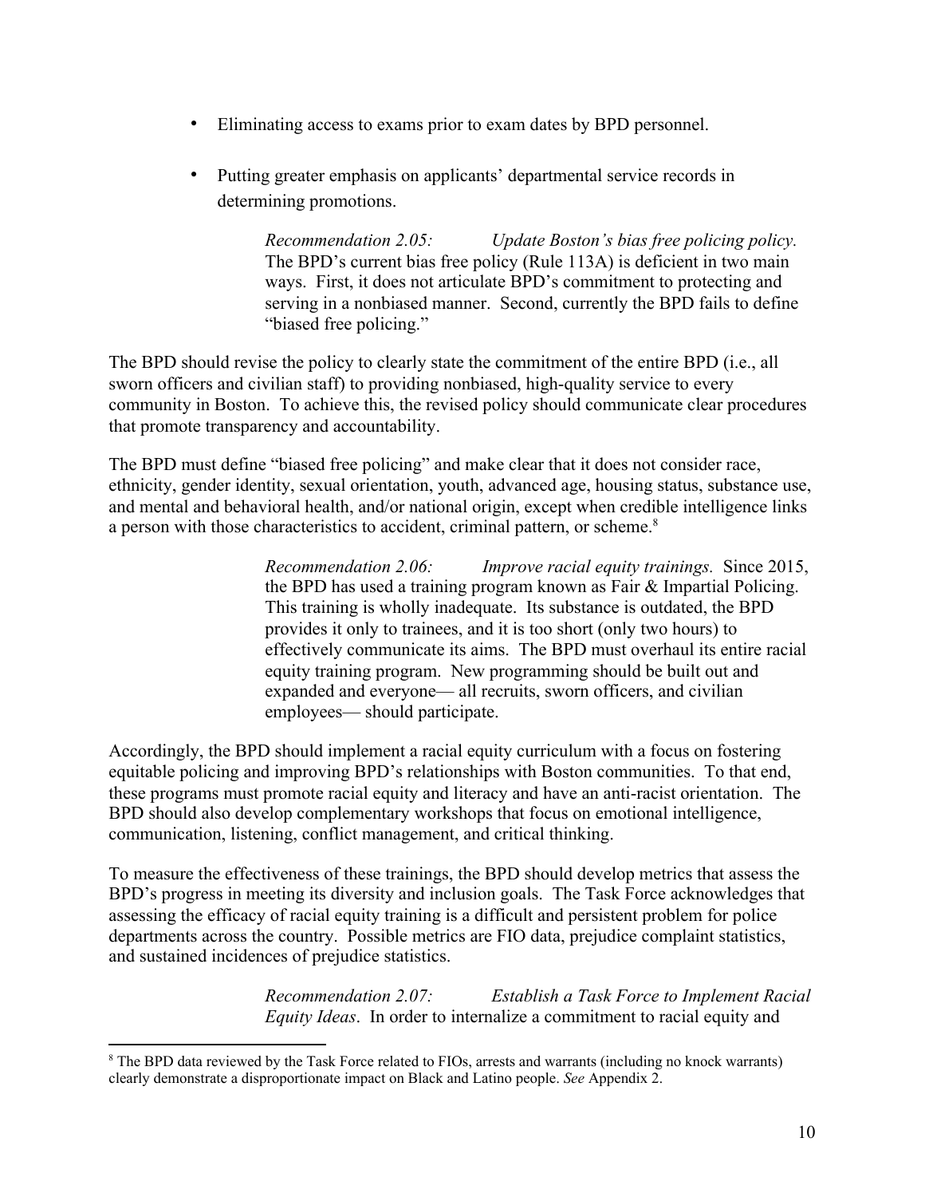- Eliminating access to exams prior to exam dates by BPD personnel.
- Putting greater emphasis on applicants' departmental service records in determining promotions.

*Recommendation 2.05:* *Update Boston's bias free policing policy.* The BPD's current bias free policy (Rule 113A) is deficient in two main ways. First, it does not articulate BPD's commitment to protecting and serving in a nonbiased manner. Second, currently the BPD fails to define "biased free policing."

The BPD should revise the policy to clearly state the commitment of the entire BPD (i.e., all sworn officers and civilian staff) to providing nonbiased, high-quality service to every community in Boston. To achieve this, the revised policy should communicate clear procedures that promote transparency and accountability.

The BPD must define "biased free policing" and make clear that it does not consider race, ethnicity, gender identity, sexual orientation, youth, advanced age, housing status, substance use, and mental and behavioral health, and/or national origin, except when credible intelligence links a person with those characteristics to accident, criminal pattern, or scheme.[8]

*Recommendation 2.06:* *Improve racial equity trainings.* Since 2015, the BPD has used a training program known as Fair & Impartial Policing. This training is wholly inadequate. Its substance is outdated, the BPD provides it only to trainees, and it is too short (only two hours) to effectively communicate its aims. The BPD must overhaul its entire racial equity training program. New programming should be built out and expanded and everyone— all recruits, sworn officers, and civilian employees— should participate.

Accordingly, the BPD should implement a racial equity curriculum with a focus on fostering equitable policing and improving BPD's relationships with Boston communities. To that end, these programs must promote racial equity and literacy and have an anti-racist orientation. The BPD should also develop complementary workshops that focus on emotional intelligence, communication, listening, conflict management, and critical thinking.

To measure the effectiveness of these trainings, the BPD should develop metrics that assess the BPD's progress in meeting its diversity and inclusion goals. The Task Force acknowledges that assessing the efficacy of racial equity training is a difficult and persistent problem for police departments across the country. Possible metrics are FIO data, prejudice complaint statistics, and sustained incidences of prejudice statistics.

*Recommendation 2.07:* *Establish a Task Force to Implement Racial Equity Ideas*. In order to internalize a commitment to racial equity and

---

[8] The BPD data reviewed by the Task Force related to FIOs, arrests and warrants (including no knock warrants) clearly demonstrate a disproportionate impact on Black and Latino people. *See* Appendix 2.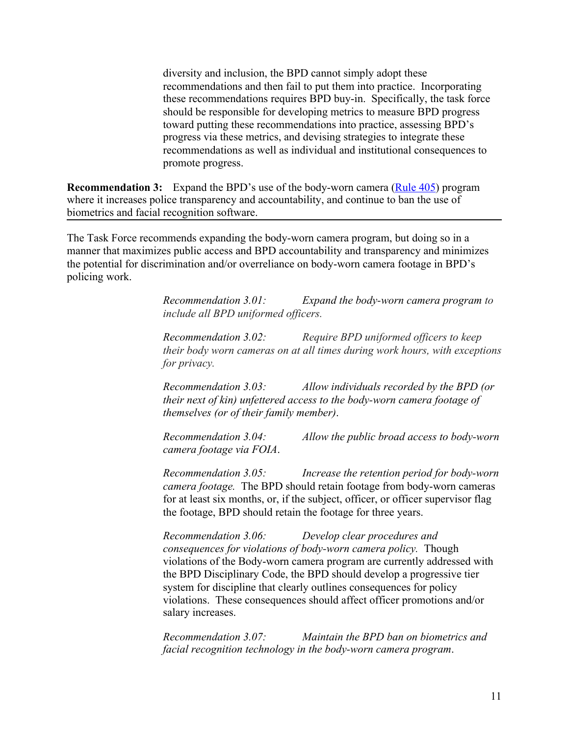diversity and inclusion, the BPD cannot simply adopt these recommendations and then fail to put them into practice. Incorporating these recommendations requires BPD buy-in. Specifically, the task force should be responsible for developing metrics to measure BPD progress toward putting these recommendations into practice, assessing BPD's progress via these metrics, and devising strategies to integrate these recommendations as well as individual and institutional consequences to promote progress.

**Recommendation 3:** Expand the BPD's use of the body-worn camera (Rule 405) program where it increases police transparency and accountability, and continue to ban the use of biometrics and facial recognition software.

The Task Force recommends expanding the body-worn camera program, but doing so in a manner that maximizes public access and BPD accountability and transparency and minimizes the potential for discrimination and/or overreliance on body-worn camera footage in BPD's policing work.

*Recommendation 3.01: Expand the body-worn camera program to include all BPD uniformed officers.*

*Recommendation 3.02: Require BPD uniformed officers to keep their body worn cameras on at all times during work hours, with exceptions for privacy.*

*Recommendation 3.03: Allow individuals recorded by the BPD (or their next of kin) unfettered access to the body-worn camera footage of themselves (or of their family member).*

*Recommendation 3.04: Allow the public broad access to body-worn camera footage via FOIA.*

*Recommendation 3.05: Increase the retention period for body-worn camera footage.* The BPD should retain footage from body-worn cameras for at least six months, or, if the subject, officer, or officer supervisor flag the footage, BPD should retain the footage for three years.

*Recommendation 3.06: Develop clear procedures and consequences for violations of body-worn camera policy.* Though violations of the Body-worn camera program are currently addressed with the BPD Disciplinary Code, the BPD should develop a progressive tier system for discipline that clearly outlines consequences for policy violations. These consequences should affect officer promotions and/or salary increases.

*Recommendation 3.07: Maintain the BPD ban on biometrics and facial recognition technology in the body-worn camera program.*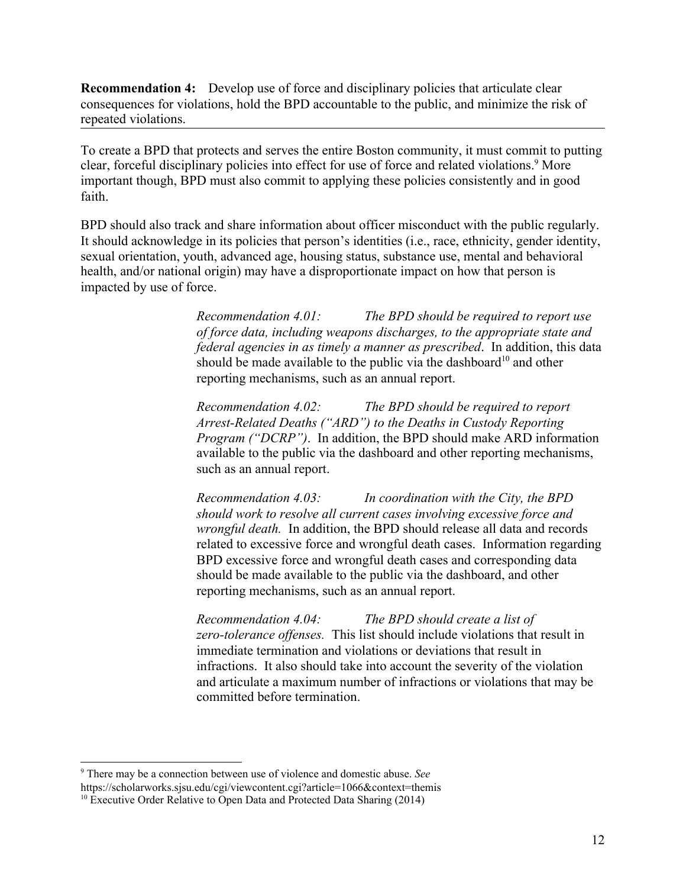**Recommendation 4:** Develop use of force and disciplinary policies that articulate clear consequences for violations, hold the BPD accountable to the public, and minimize the risk of repeated violations.

To create a BPD that protects and serves the entire Boston community, it must commit to putting clear, forceful disciplinary policies into effect for use of force and related violations.[9] More important though, BPD must also commit to applying these policies consistently and in good faith.

BPD should also track and share information about officer misconduct with the public regularly. It should acknowledge in its policies that person's identities (i.e., race, ethnicity, gender identity, sexual orientation, youth, advanced age, housing status, substance use, mental and behavioral health, and/or national origin) may have a disproportionate impact on how that person is impacted by use of force.

> *Recommendation 4.01: The BPD should be required to report use of force data, including weapons discharges, to the appropriate state and federal agencies in as timely a manner as prescribed*. In addition, this data should be made available to the public via the dashboard[10] and other reporting mechanisms, such as an annual report.

> *Recommendation 4.02: The BPD should be required to report Arrest-Related Deaths ("ARD") to the Deaths in Custody Reporting Program ("DCRP")*. In addition, the BPD should make ARD information available to the public via the dashboard and other reporting mechanisms, such as an annual report.

> *Recommendation 4.03: In coordination with the City, the BPD should work to resolve all current cases involving excessive force and wrongful death.* In addition, the BPD should release all data and records related to excessive force and wrongful death cases. Information regarding BPD excessive force and wrongful death cases and corresponding data should be made available to the public via the dashboard, and other reporting mechanisms, such as an annual report.

> *Recommendation 4.04: The BPD should create a list of zero-tolerance offenses.* This list should include violations that result in immediate termination and violations or deviations that result in infractions. It also should take into account the severity of the violation and articulate a maximum number of infractions or violations that may be committed before termination.

---

[9] There may be a connection between use of violence and domestic abuse. *See* https://scholarworks.sjsu.edu/cgi/viewcontent.cgi?article=1066&context=themis

[10] Executive Order Relative to Open Data and Protected Data Sharing (2014)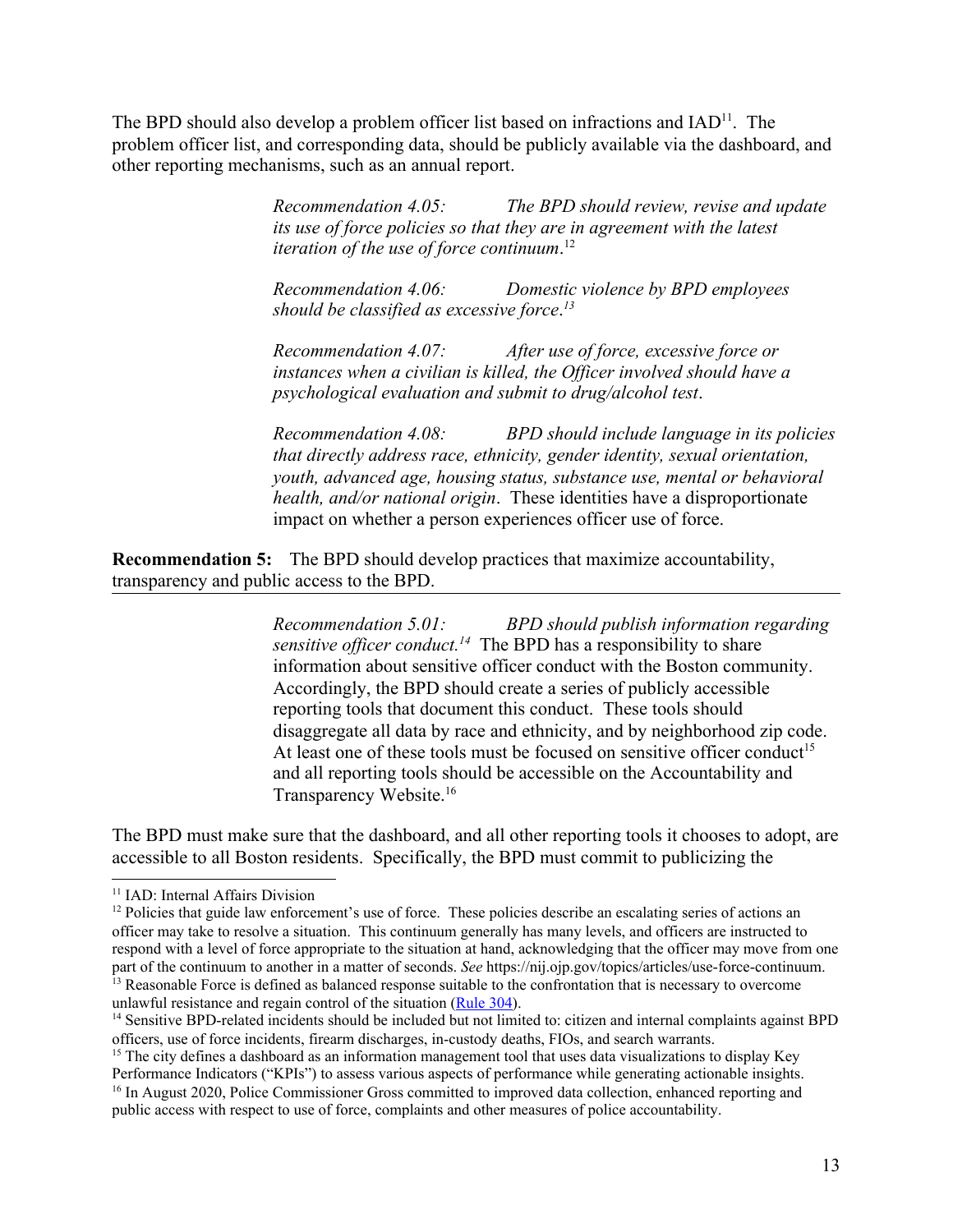The BPD should also develop a problem officer list based on infractions and IAD[11]. The problem officer list, and corresponding data, should be publicly available via the dashboard, and other reporting mechanisms, such as an annual report.

> *Recommendation 4.05: The BPD should review, revise and update its use of force policies so that they are in agreement with the latest iteration of the use of force continuum*.[12]
>
> *Recommendation 4.06: Domestic violence by BPD employees should be classified as excessive force*.[13]
>
> *Recommendation 4.07: After use of force, excessive force or instances when a civilian is killed, the Officer involved should have a psychological evaluation and submit to drug/alcohol test*.
>
> *Recommendation 4.08: BPD should include language in its policies that directly address race, ethnicity, gender identity, sexual orientation, youth, advanced age, housing status, substance use, mental or behavioral health, and/or national origin*. These identities have a disproportionate impact on whether a person experiences officer use of force.

**Recommendation 5:** The BPD should develop practices that maximize accountability, transparency and public access to the BPD.

---

> *Recommendation 5.01: BPD should publish information regarding sensitive officer conduct.*[14] The BPD has a responsibility to share information about sensitive officer conduct with the Boston community. Accordingly, the BPD should create a series of publicly accessible reporting tools that document this conduct. These tools should disaggregate all data by race and ethnicity, and by neighborhood zip code. At least one of these tools must be focused on sensitive officer conduct[15] and all reporting tools should be accessible on the Accountability and Transparency Website.[16]

The BPD must make sure that the dashboard, and all other reporting tools it chooses to adopt, are accessible to all Boston residents. Specifically, the BPD must commit to publicizing the

---

[11] IAD: Internal Affairs Division

[12] Policies that guide law enforcement's use of force. These policies describe an escalating series of actions an officer may take to resolve a situation. This continuum generally has many levels, and officers are instructed to respond with a level of force appropriate to the situation at hand, acknowledging that the officer may move from one part of the continuum to another in a matter of seconds. *See* https://nij.ojp.gov/topics/articles/use-force-continuum.

[13] Reasonable Force is defined as balanced response suitable to the confrontation that is necessary to overcome unlawful resistance and regain control of the situation (Rule 304).

[14] Sensitive BPD-related incidents should be included but not limited to: citizen and internal complaints against BPD officers, use of force incidents, firearm discharges, in-custody deaths, FIOs, and search warrants.

[15] The city defines a dashboard as an information management tool that uses data visualizations to display Key Performance Indicators ("KPIs") to assess various aspects of performance while generating actionable insights.

[16] In August 2020, Police Commissioner Gross committed to improved data collection, enhanced reporting and public access with respect to use of force, complaints and other measures of police accountability.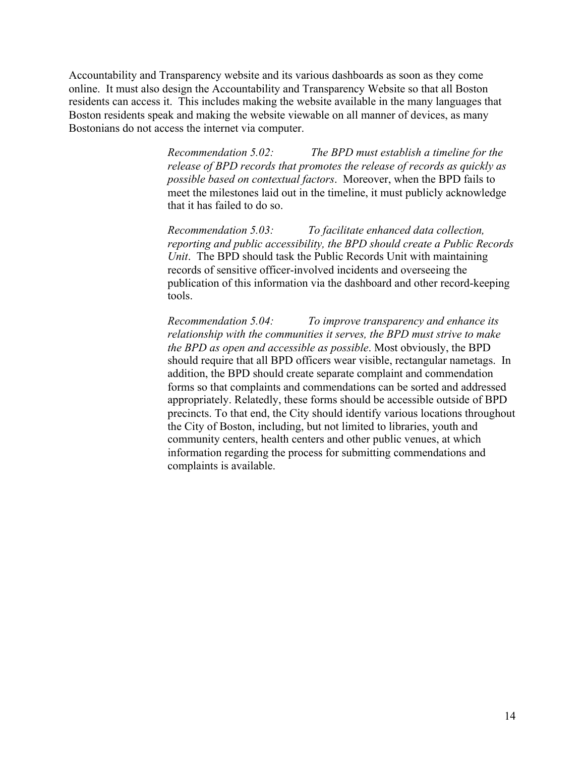Accountability and Transparency website and its various dashboards as soon as they come online. It must also design the Accountability and Transparency Website so that all Boston residents can access it. This includes making the website available in the many languages that Boston residents speak and making the website viewable on all manner of devices, as many Bostonians do not access the internet via computer.

> *Recommendation 5.02: The BPD must establish a timeline for the release of BPD records that promotes the release of records as quickly as possible based on contextual factors*. Moreover, when the BPD fails to meet the milestones laid out in the timeline, it must publicly acknowledge that it has failed to do so.
>
> *Recommendation 5.03: To facilitate enhanced data collection, reporting and public accessibility, the BPD should create a Public Records Unit*. The BPD should task the Public Records Unit with maintaining records of sensitive officer-involved incidents and overseeing the publication of this information via the dashboard and other record-keeping tools.
>
> *Recommendation 5.04: To improve transparency and enhance its relationship with the communities it serves, the BPD must strive to make the BPD as open and accessible as possible*. Most obviously, the BPD should require that all BPD officers wear visible, rectangular nametags. In addition, the BPD should create separate complaint and commendation forms so that complaints and commendations can be sorted and addressed appropriately. Relatedly, these forms should be accessible outside of BPD precincts. To that end, the City should identify various locations throughout the City of Boston, including, but not limited to libraries, youth and community centers, health centers and other public venues, at which information regarding the process for submitting commendations and complaints is available.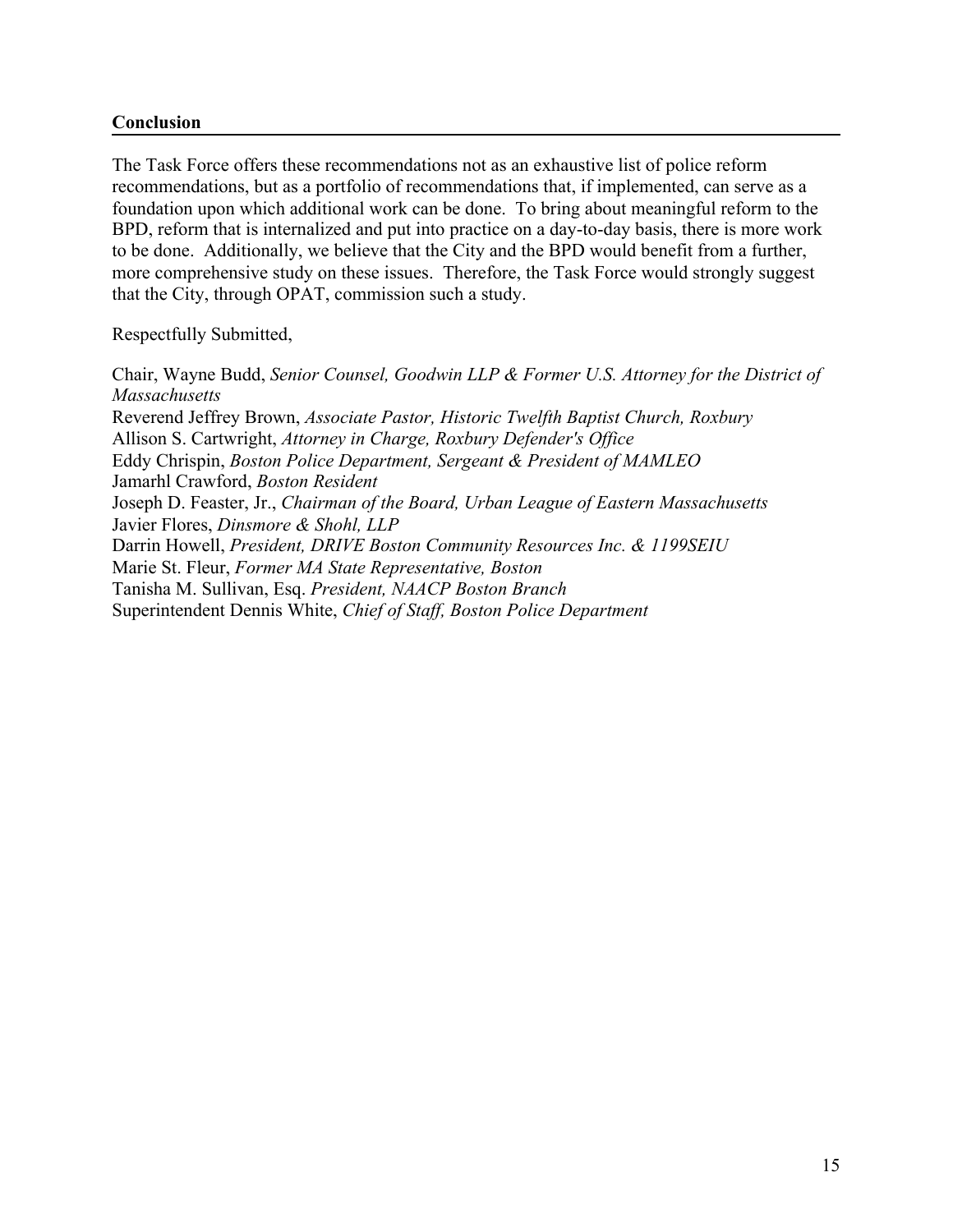## Conclusion

The Task Force offers these recommendations not as an exhaustive list of police reform recommendations, but as a portfolio of recommendations that, if implemented, can serve as a foundation upon which additional work can be done. To bring about meaningful reform to the BPD, reform that is internalized and put into practice on a day-to-day basis, there is more work to be done. Additionally, we believe that the City and the BPD would benefit from a further, more comprehensive study on these issues. Therefore, the Task Force would strongly suggest that the City, through OPAT, commission such a study.

Respectfully Submitted,

Chair, Wayne Budd, *Senior Counsel, Goodwin LLP & Former U.S. Attorney for the District of Massachusetts*
Reverend Jeffrey Brown, *Associate Pastor, Historic Twelfth Baptist Church, Roxbury*
Allison S. Cartwright, *Attorney in Charge, Roxbury Defender's Office*
Eddy Chrispin, *Boston Police Department, Sergeant & President of MAMLEO*
Jamarhl Crawford, *Boston Resident*
Joseph D. Feaster, Jr., *Chairman of the Board, Urban League of Eastern Massachusetts*
Javier Flores, *Dinsmore & Shohl, LLP*
Darrin Howell, *President, DRIVE Boston Community Resources Inc. & 1199SEIU*
Marie St. Fleur, *Former MA State Representative, Boston*
Tanisha M. Sullivan, Esq. *President, NAACP Boston Branch*
Superintendent Dennis White, *Chief of Staff, Boston Police Department*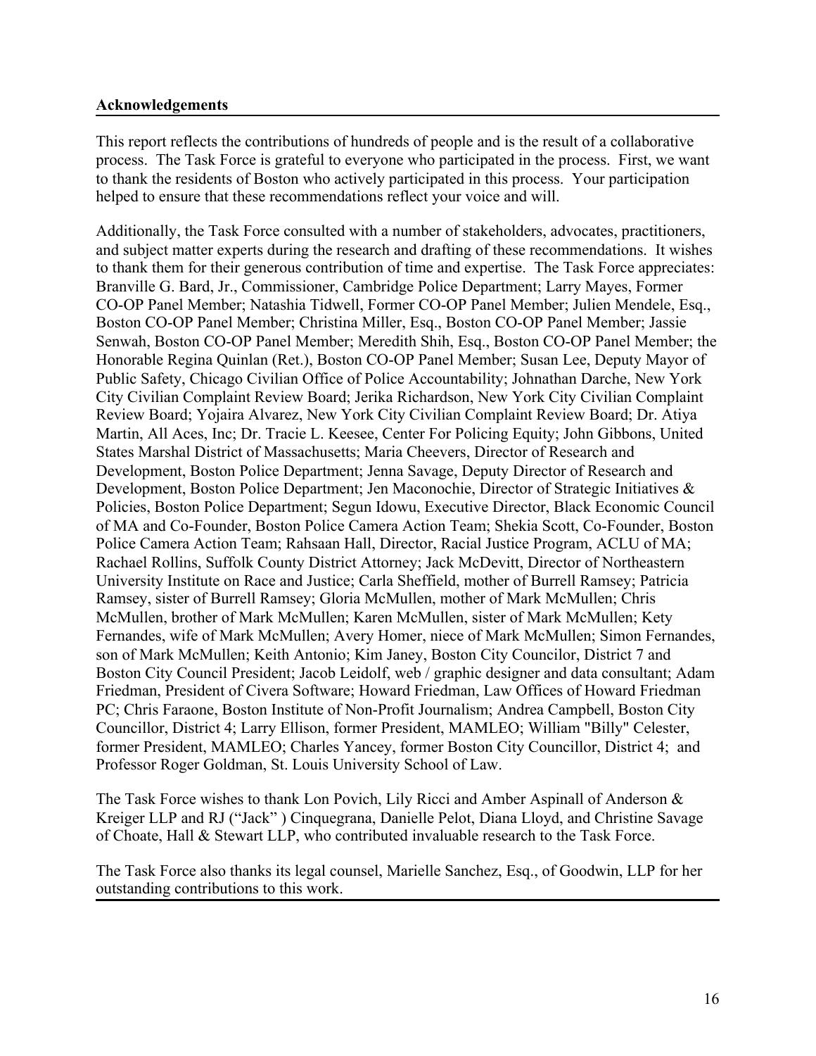**Acknowledgements**

This report reflects the contributions of hundreds of people and is the result of a collaborative process. The Task Force is grateful to everyone who participated in the process. First, we want to thank the residents of Boston who actively participated in this process. Your participation helped to ensure that these recommendations reflect your voice and will.

Additionally, the Task Force consulted with a number of stakeholders, advocates, practitioners, and subject matter experts during the research and drafting of these recommendations. It wishes to thank them for their generous contribution of time and expertise. The Task Force appreciates: Branville G. Bard, Jr., Commissioner, Cambridge Police Department; Larry Mayes, Former CO-OP Panel Member; Natashia Tidwell, Former CO-OP Panel Member; Julien Mendele, Esq., Boston CO-OP Panel Member; Christina Miller, Esq., Boston CO-OP Panel Member; Jassie Senwah, Boston CO-OP Panel Member; Meredith Shih, Esq., Boston CO-OP Panel Member; the Honorable Regina Quinlan (Ret.), Boston CO-OP Panel Member; Susan Lee, Deputy Mayor of Public Safety, Chicago Civilian Office of Police Accountability; Johnathan Darche, New York City Civilian Complaint Review Board; Jerika Richardson, New York City Civilian Complaint Review Board; Yojaira Alvarez, New York City Civilian Complaint Review Board; Dr. Atiya Martin, All Aces, Inc; Dr. Tracie L. Keesee, Center For Policing Equity; John Gibbons, United States Marshal District of Massachusetts; Maria Cheevers, Director of Research and Development, Boston Police Department; Jenna Savage, Deputy Director of Research and Development, Boston Police Department; Jen Maconochie, Director of Strategic Initiatives & Policies, Boston Police Department; Segun Idowu, Executive Director, Black Economic Council of MA and Co-Founder, Boston Police Camera Action Team; Shekia Scott, Co-Founder, Boston Police Camera Action Team; Rahsaan Hall, Director, Racial Justice Program, ACLU of MA; Rachael Rollins, Suffolk County District Attorney; Jack McDevitt, Director of Northeastern University Institute on Race and Justice; Carla Sheffield, mother of Burrell Ramsey; Patricia Ramsey, sister of Burrell Ramsey; Gloria McMullen, mother of Mark McMullen; Chris McMullen, brother of Mark McMullen; Karen McMullen, sister of Mark McMullen; Kety Fernandes, wife of Mark McMullen; Avery Homer, niece of Mark McMullen; Simon Fernandes, son of Mark McMullen; Keith Antonio; Kim Janey, Boston City Councilor, District 7 and Boston City Council President; Jacob Leidolf, web / graphic designer and data consultant; Adam Friedman, President of Civera Software; Howard Friedman, Law Offices of Howard Friedman PC; Chris Faraone, Boston Institute of Non-Profit Journalism; Andrea Campbell, Boston City Councillor, District 4; Larry Ellison, former President, MAMLEO; William "Billy" Celester, former President, MAMLEO; Charles Yancey, former Boston City Councillor, District 4; and Professor Roger Goldman, St. Louis University School of Law.

The Task Force wishes to thank Lon Povich, Lily Ricci and Amber Aspinall of Anderson & Kreiger LLP and RJ ("Jack" ) Cinquegrana, Danielle Pelot, Diana Lloyd, and Christine Savage of Choate, Hall & Stewart LLP, who contributed invaluable research to the Task Force.

The Task Force also thanks its legal counsel, Marielle Sanchez, Esq., of Goodwin, LLP for her outstanding contributions to this work.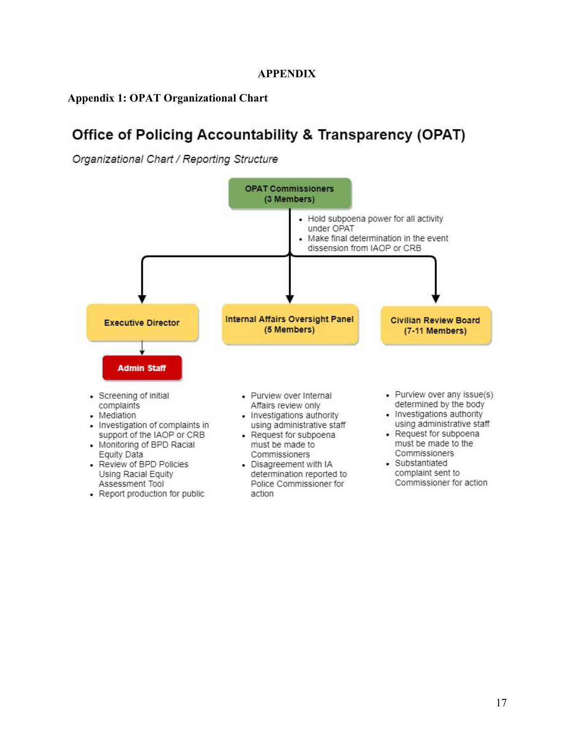# APPENDIX

## Appendix 1: OPAT Organizational Chart

### Office of Policing Accountability & Transparency (OPAT)

*Organizational Chart / Reporting Structure*

**OPAT Commissioners (3 Members)**

- Hold subpoena power for all activity under OPAT
- Make final determination in the event dissension from IAOP or CRB

**Executive Director**

**Admin Staff**

- Screening of initial complaints
- Mediation
- Investigation of complaints in support of the IAOP or CRB
- Monitoring of BPD Racial Equity Data
- Review of BPD Policies Using Racial Equity Assessment Tool
- Report production for public

**Internal Affairs Oversight Panel (5 Members)**

- Purview over Internal Affairs review only
- Investigations authority using administrative staff
- Request for subpoena must be made to Commissioners
- Disagreement with IA determination reported to Police Commissioner for action

**Civilian Review Board (7-11 Members)**

- Purview over any issue(s) determined by the body
- Investigations authority using administrative staff
- Request for subpoena must be made to the Commissioners
- Substantiated complaint sent to Commissioner for action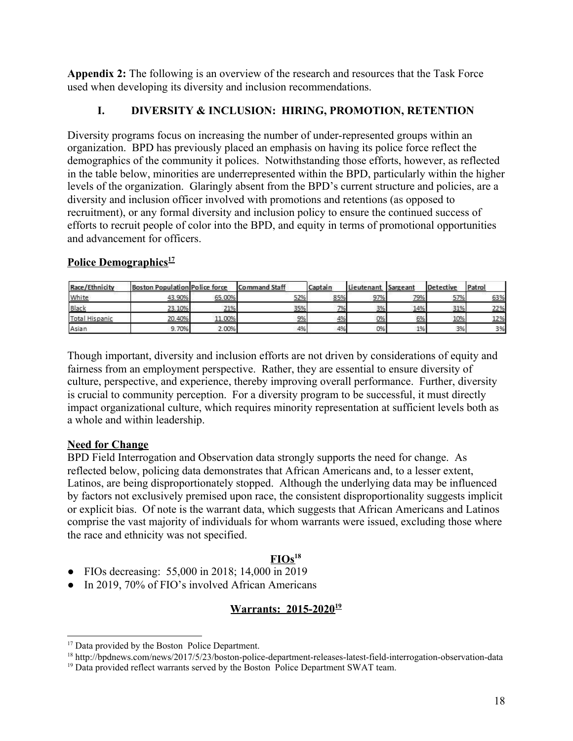**Appendix 2:** The following is an overview of the research and resources that the Task Force used when developing its diversity and inclusion recommendations.

## I. DIVERSITY & INCLUSION: HIRING, PROMOTION, RETENTION

Diversity programs focus on increasing the number of under-represented groups within an organization. BPD has previously placed an emphasis on having its police force reflect the demographics of the community it polices. Notwithstanding those efforts, however, as reflected in the table below, minorities are underrepresented within the BPD, particularly within the higher levels of the organization. Glaringly absent from the BPD's current structure and policies, are a diversity and inclusion officer involved with promotions and retentions (as opposed to recruitment), or any formal diversity and inclusion policy to ensure the continued success of efforts to recruit people of color into the BPD, and equity in terms of promotional opportunities and advancement for officers.

**Police Demographics[17]**

| Race/Ethnicity | Boston Population | Police force | Command Staff | Captain | Lieutenant | Sargeant | Detective | Patrol |
|---|---|---|---|---|---|---|---|---|
| White | 43.90% | 65.00% | 52% | 85% | 97% | 79% | 57% | 63% |
| Black | 23.10% | 21% | 35% | 7% | 3% | 14% | 31% | 22% |
| Total Hispanic | 20.40% | 11.00% | 9% | 4% | 0% | 6% | 10% | 12% |
| Asian | 9.70% | 2.00% | 4% | 4% | 0% | 1% | 3% | 3% |

Though important, diversity and inclusion efforts are not driven by considerations of equity and fairness from an employment perspective. Rather, they are essential to ensure diversity of culture, perspective, and experience, thereby improving overall performance. Further, diversity is crucial to community perception. For a diversity program to be successful, it must directly impact organizational culture, which requires minority representation at sufficient levels both as a whole and within leadership.

**Need for Change**

BPD Field Interrogation and Observation data strongly supports the need for change. As reflected below, policing data demonstrates that African Americans and, to a lesser extent, Latinos, are being disproportionately stopped. Although the underlying data may be influenced by factors not exclusively premised upon race, the consistent disproportionality suggests implicit or explicit bias. Of note is the warrant data, which suggests that African Americans and Latinos comprise the vast majority of individuals for whom warrants were issued, excluding those where the race and ethnicity was not specified.

**FIOs[18]**

- FIOs decreasing: 55,000 in 2018; 14,000 in 2019
- In 2019, 70% of FIO's involved African Americans

**Warrants: 2015-2020[19]**

---

[17] Data provided by the Boston Police Department.

[18] http://bpdnews.com/news/2017/5/23/boston-police-department-releases-latest-field-interrogation-observation-data

[19] Data provided reflect warrants served by the Boston Police Department SWAT team.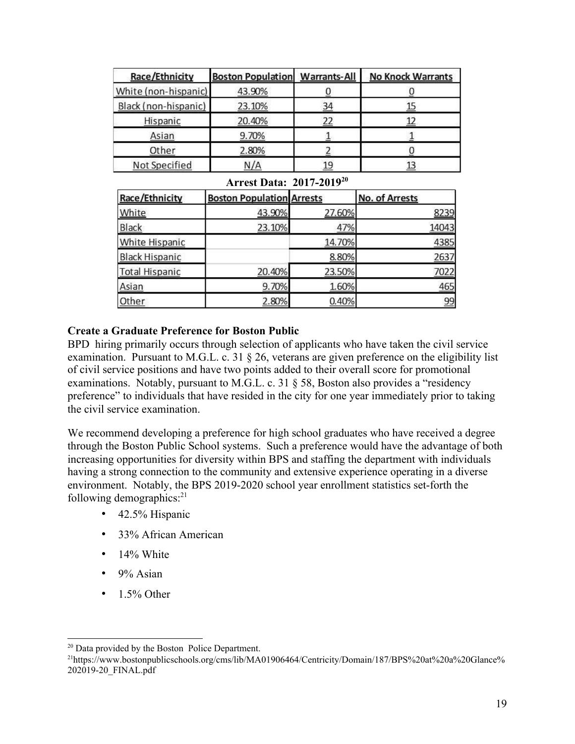| Race/Ethnicity | Boston Population | Warrants-All | No Knock Warrants |
|---|---|---|---|
| White (non-hispanic) | 43.90% | 0 | 0 |
| Black (non-hispanic) | 23.10% | 34 | 15 |
| Hispanic | 20.40% | 22 | 12 |
| Asian | 9.70% | 1 | 1 |
| Other | 2.80% | 2 | 0 |
| Not Specified | N/A | 19 | 13 |

**Arrest Data: 2017-2019**[20]

| Race/Ethnicity | Boston Population | Arrests | No. of Arrests |
|---|---|---|---|
| White | 43.90% | 27.60% | 8239 |
| Black | 23.10% | 47% | 14043 |
| White Hispanic | | 14.70% | 4385 |
| Black Hispanic | | 8.80% | 2637 |
| Total Hispanic | 20.40% | 23.50% | 7022 |
| Asian | 9.70% | 1.60% | 465 |
| Other | 2.80% | 0.40% | 99 |

**Create a Graduate Preference for Boston Public**

BPD hiring primarily occurs through selection of applicants who have taken the civil service examination. Pursuant to M.G.L. c. 31 § 26, veterans are given preference on the eligibility list of civil service positions and have two points added to their overall score for promotional examinations. Notably, pursuant to M.G.L. c. 31 § 58, Boston also provides a "residency preference" to individuals that have resided in the city for one year immediately prior to taking the civil service examination.

We recommend developing a preference for high school graduates who have received a degree through the Boston Public School systems. Such a preference would have the advantage of both increasing opportunities for diversity within BPS and staffing the department with individuals having a strong connection to the community and extensive experience operating in a diverse environment. Notably, the BPS 2019-2020 school year enrollment statistics set-forth the following demographics:[21]

- 42.5% Hispanic
- 33% African American
- 14% White
- 9% Asian
- 1.5% Other

---

[20] Data provided by the Boston Police Department.

[21] https://www.bostonpublicschools.org/cms/lib/MA01906464/Centricity/Domain/187/BPS%20at%20a%20Glance%202019-20_FINAL.pdf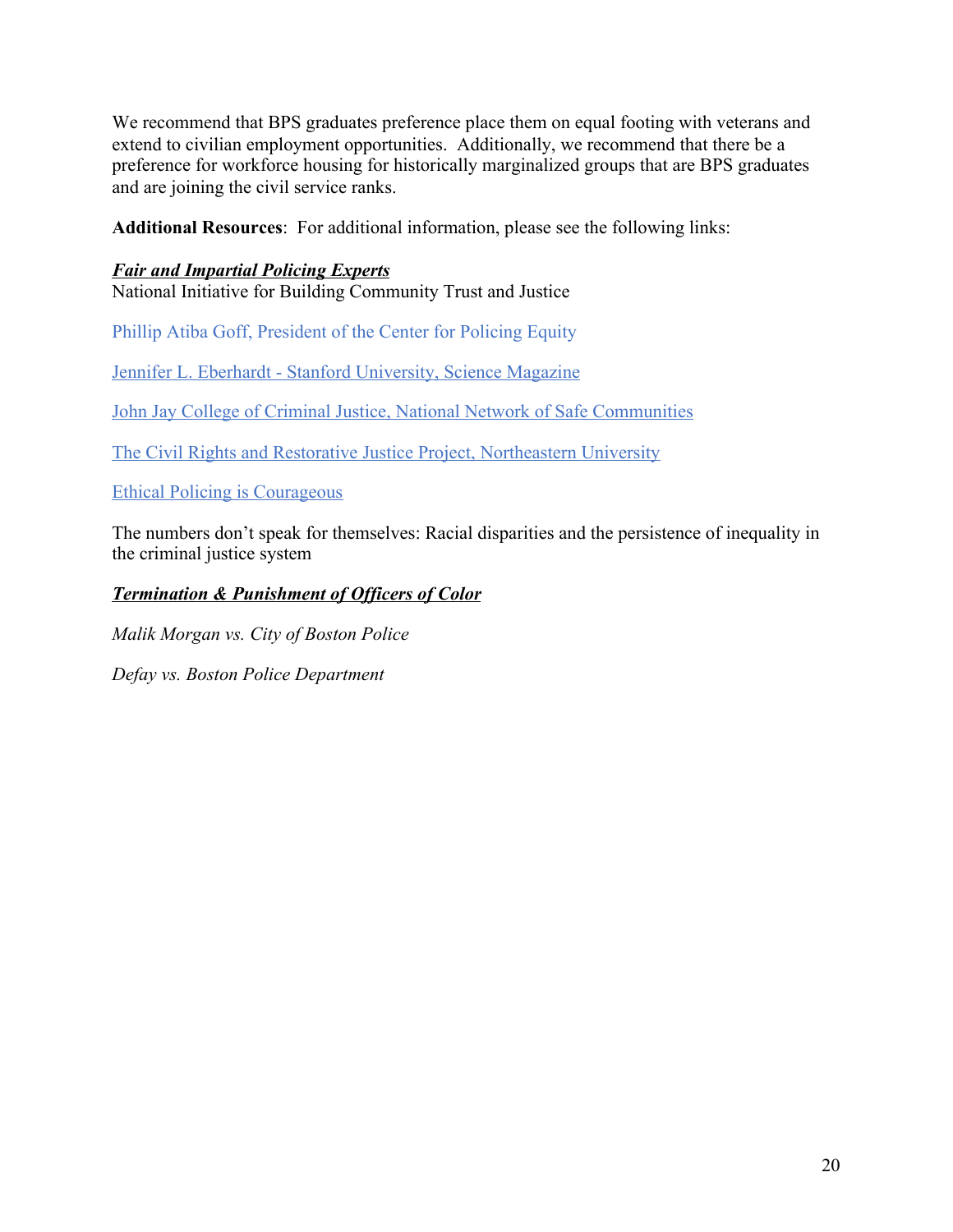We recommend that BPS graduates preference place them on equal footing with veterans and extend to civilian employment opportunities. Additionally, we recommend that there be a preference for workforce housing for historically marginalized groups that are BPS graduates and are joining the civil service ranks.

**Additional Resources**: For additional information, please see the following links:

***Fair and Impartial Policing Experts***

National Initiative for Building Community Trust and Justice

Phillip Atiba Goff, President of the Center for Policing Equity

Jennifer L. Eberhardt - Stanford University, Science Magazine

John Jay College of Criminal Justice, National Network of Safe Communities

The Civil Rights and Restorative Justice Project, Northeastern University

Ethical Policing is Courageous

The numbers don't speak for themselves: Racial disparities and the persistence of inequality in the criminal justice system

***Termination & Punishment of Officers of Color***

*Malik Morgan vs. City of Boston Police*

*Defay vs. Boston Police Department*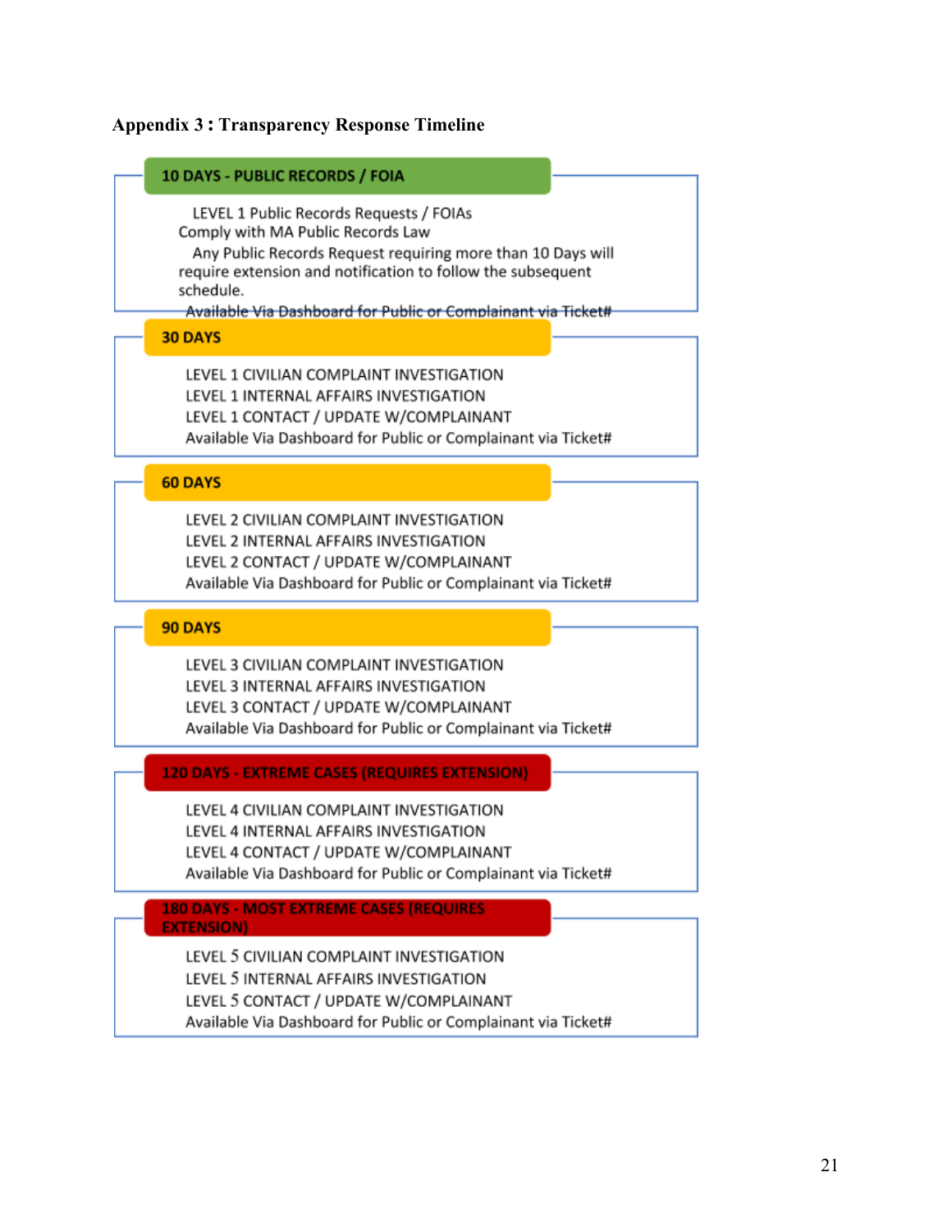## Appendix 3 : Transparency Response Timeline

### 10 DAYS - PUBLIC RECORDS / FOIA

LEVEL 1 Public Records Requests / FOIAs
Comply with MA Public Records Law

Any Public Records Request requiring more than 10 Days will require extension and notification to follow the subsequent schedule.

Available Via Dashboard for Public or Complainant via Ticket#

### 30 DAYS

LEVEL 1 CIVILIAN COMPLAINT INVESTIGATION
LEVEL 1 INTERNAL AFFAIRS INVESTIGATION
LEVEL 1 CONTACT / UPDATE W/COMPLAINANT
Available Via Dashboard for Public or Complainant via Ticket#

### 60 DAYS

LEVEL 2 CIVILIAN COMPLAINT INVESTIGATION
LEVEL 2 INTERNAL AFFAIRS INVESTIGATION
LEVEL 2 CONTACT / UPDATE W/COMPLAINANT
Available Via Dashboard for Public or Complainant via Ticket#

### 90 DAYS

LEVEL 3 CIVILIAN COMPLAINT INVESTIGATION
LEVEL 3 INTERNAL AFFAIRS INVESTIGATION
LEVEL 3 CONTACT / UPDATE W/COMPLAINANT
Available Via Dashboard for Public or Complainant via Ticket#

### 120 DAYS - EXTREME CASES (REQUIRES EXTENSION)

LEVEL 4 CIVILIAN COMPLAINT INVESTIGATION
LEVEL 4 INTERNAL AFFAIRS INVESTIGATION
LEVEL 4 CONTACT / UPDATE W/COMPLAINANT
Available Via Dashboard for Public or Complainant via Ticket#

### 180 DAYS - MOST EXTREME CASES (REQUIRES EXTENSION)

LEVEL 5 CIVILIAN COMPLAINT INVESTIGATION
LEVEL 5 INTERNAL AFFAIRS INVESTIGATION
LEVEL 5 CONTACT / UPDATE W/COMPLAINANT
Available Via Dashboard for Public or Complainant via Ticket#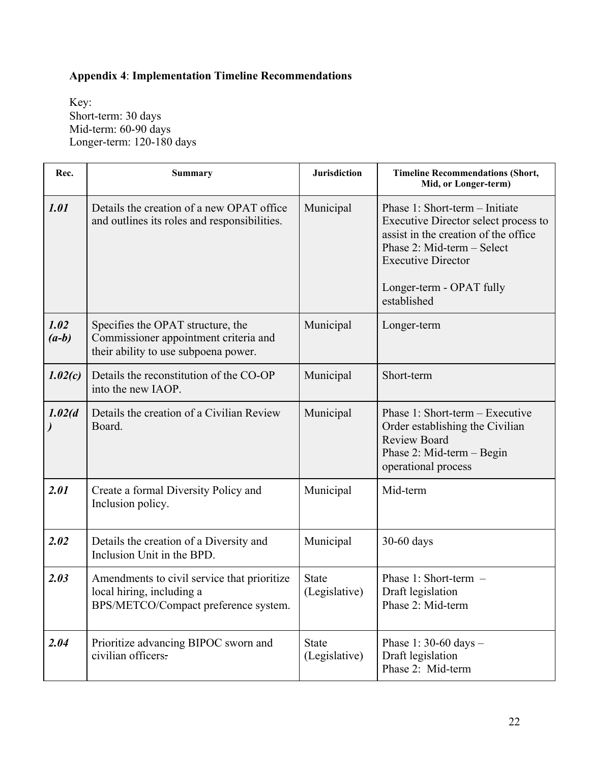**Appendix 4**: **Implementation Timeline Recommendations**

Key:
Short-term: 30 days
Mid-term: 60-90 days
Longer-term: 120-180 days

| Rec. | Summary | Jurisdiction | Timeline Recommendations (Short, Mid, or Longer-term) |
|---|---|---|---|
| ***1.01*** | Details the creation of a new OPAT office and outlines its roles and responsibilities. | Municipal | Phase 1: Short-term – Initiate Executive Director select process to assist in the creation of the office<br>Phase 2: Mid-term – Select Executive Director<br><br>Longer-term - OPAT fully established |
| ***1.02 (a-b)*** | Specifies the OPAT structure, the Commissioner appointment criteria and their ability to use subpoena power. | Municipal | Longer-term |
| ***1.02(c)*** | Details the reconstitution of the CO-OP into the new IAOP. | Municipal | Short-term |
| ***1.02(d)*** | Details the creation of a Civilian Review Board. | Municipal | Phase 1: Short-term – Executive Order establishing the Civilian Review Board<br>Phase 2: Mid-term – Begin operational process |
| ***2.01*** | Create a formal Diversity Policy and Inclusion policy. | Municipal | Mid-term |
| ***2.02*** | Details the creation of a Diversity and Inclusion Unit in the BPD. | Municipal | 30-60 days |
| ***2.03*** | Amendments to civil service that prioritize local hiring, including a BPS/METCO/Compact preference system. | State (Legislative) | Phase 1: Short-term – Draft legislation<br>Phase 2: Mid-term |
| ***2.04*** | Prioritize advancing BIPOC sworn and civilian officers. | State (Legislative) | Phase 1: 30-60 days – Draft legislation<br>Phase 2: Mid-term |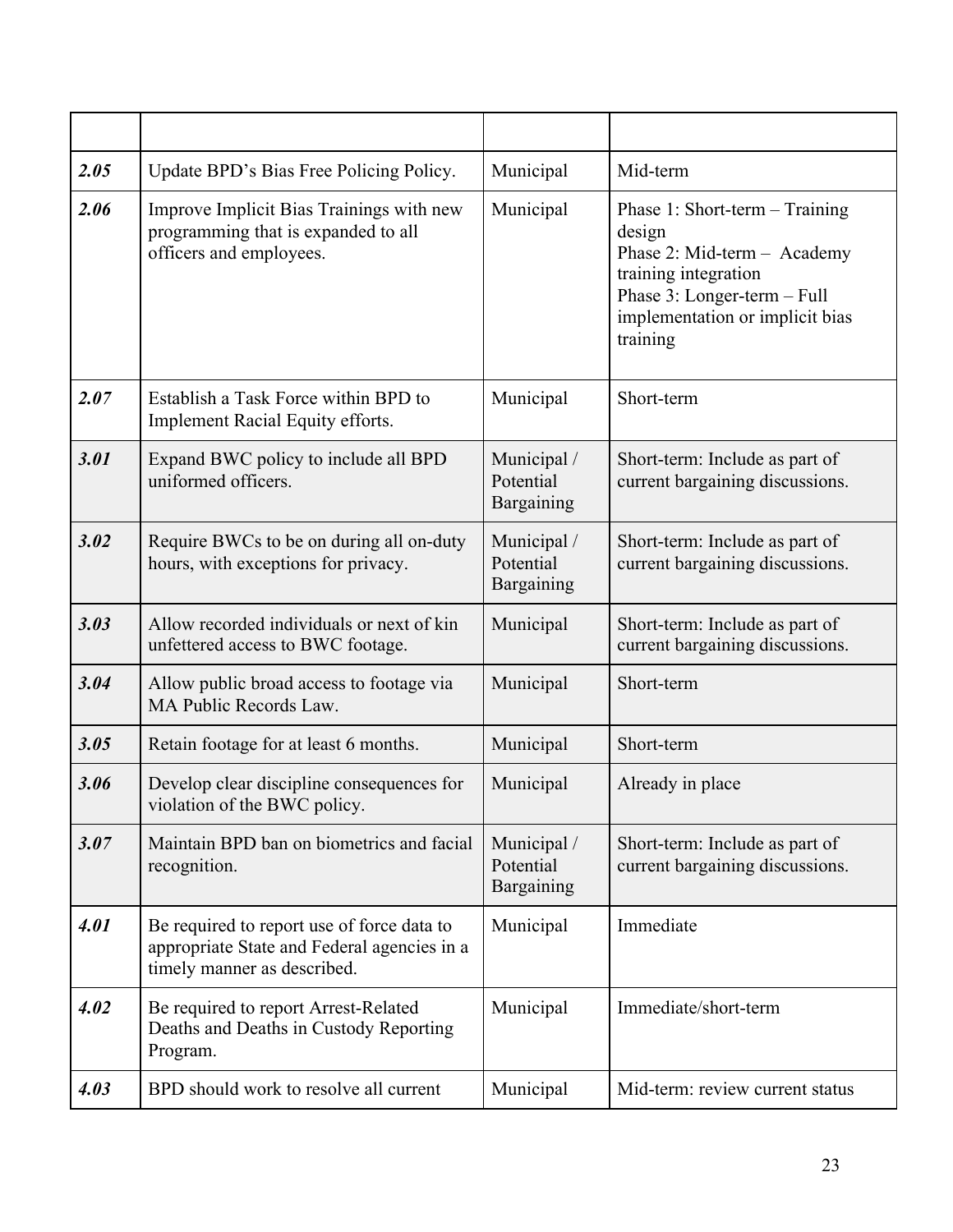| | | | |
|---|---|---|---|
| ***2.05*** | Update BPD's Bias Free Policing Policy. | Municipal | Mid-term |
| ***2.06*** | Improve Implicit Bias Trainings with new programming that is expanded to all officers and employees. | Municipal | Phase 1: Short-term – Training design<br>Phase 2: Mid-term – Academy training integration<br>Phase 3: Longer-term – Full implementation or implicit bias training |
| ***2.07*** | Establish a Task Force within BPD to Implement Racial Equity efforts. | Municipal | Short-term |
| ***3.01*** | Expand BWC policy to include all BPD uniformed officers. | Municipal / Potential Bargaining | Short-term: Include as part of current bargaining discussions. |
| ***3.02*** | Require BWCs to be on during all on-duty hours, with exceptions for privacy. | Municipal / Potential Bargaining | Short-term: Include as part of current bargaining discussions. |
| ***3.03*** | Allow recorded individuals or next of kin unfettered access to BWC footage. | Municipal | Short-term: Include as part of current bargaining discussions. |
| ***3.04*** | Allow public broad access to footage via MA Public Records Law. | Municipal | Short-term |
| ***3.05*** | Retain footage for at least 6 months. | Municipal | Short-term |
| ***3.06*** | Develop clear discipline consequences for violation of the BWC policy. | Municipal | Already in place |
| ***3.07*** | Maintain BPD ban on biometrics and facial recognition. | Municipal / Potential Bargaining | Short-term: Include as part of current bargaining discussions. |
| ***4.01*** | Be required to report use of force data to appropriate State and Federal agencies in a timely manner as described. | Municipal | Immediate |
| ***4.02*** | Be required to report Arrest-Related Deaths and Deaths in Custody Reporting Program. | Municipal | Immediate/short-term |
| ***4.03*** | BPD should work to resolve all current | Municipal | Mid-term: review current status |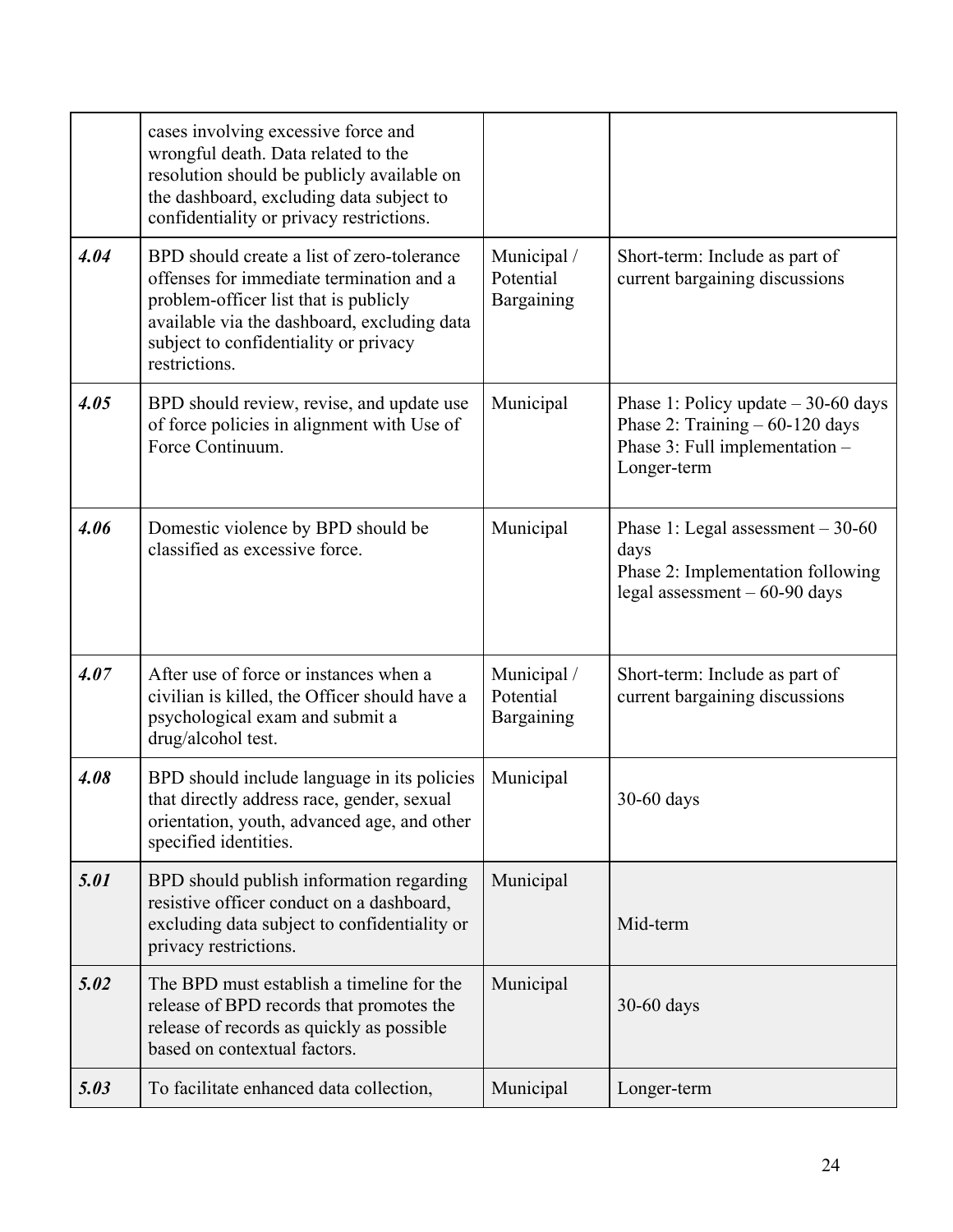|  |  |  |  |
|---|---|---|---|
|  | cases involving excessive force and wrongful death. Data related to the resolution should be publicly available on the dashboard, excluding data subject to confidentiality or privacy restrictions. |  |  |
| ***4.04*** | BPD should create a list of zero-tolerance offenses for immediate termination and a problem-officer list that is publicly available via the dashboard, excluding data subject to confidentiality or privacy restrictions. | Municipal / Potential Bargaining | Short-term: Include as part of current bargaining discussions |
| ***4.05*** | BPD should review, revise, and update use of force policies in alignment with Use of Force Continuum. | Municipal | Phase 1: Policy update – 30-60 days<br>Phase 2: Training – 60-120 days<br>Phase 3: Full implementation – Longer-term |
| ***4.06*** | Domestic violence by BPD should be classified as excessive force. | Municipal | Phase 1: Legal assessment – 30-60 days<br>Phase 2: Implementation following legal assessment – 60-90 days |
| ***4.07*** | After use of force or instances when a civilian is killed, the Officer should have a psychological exam and submit a drug/alcohol test. | Municipal / Potential Bargaining | Short-term: Include as part of current bargaining discussions |
| ***4.08*** | BPD should include language in its policies that directly address race, gender, sexual orientation, youth, advanced age, and other specified identities. | Municipal | 30-60 days |
| ***5.01*** | BPD should publish information regarding resistive officer conduct on a dashboard, excluding data subject to confidentiality or privacy restrictions. | Municipal | Mid-term |
| ***5.02*** | The BPD must establish a timeline for the release of BPD records that promotes the release of records as quickly as possible based on contextual factors. | Municipal | 30-60 days |
| ***5.03*** | To facilitate enhanced data collection, | Municipal | Longer-term |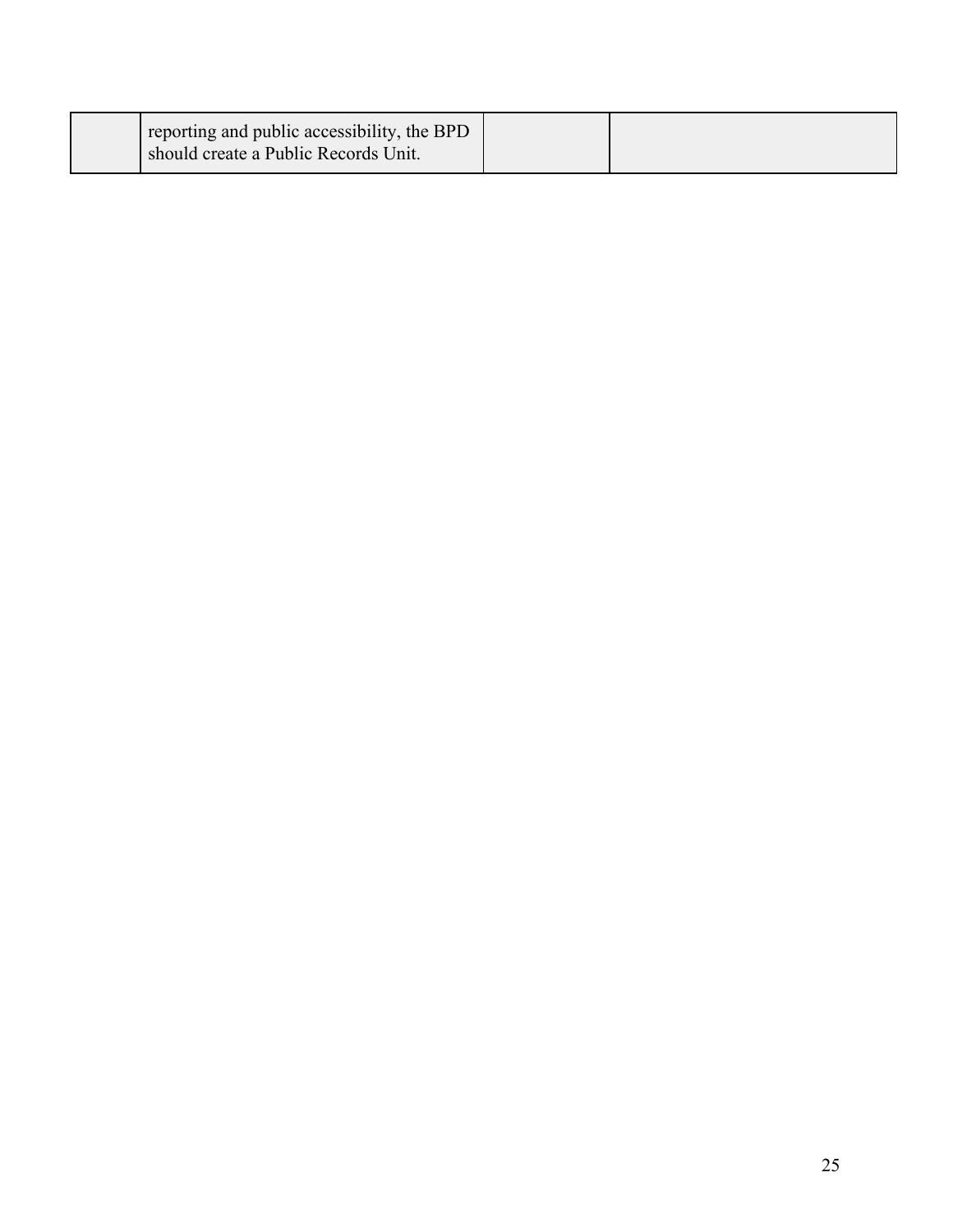| | reporting and public accessibility, the BPD should create a Public Records Unit. | | |
|---|---|---|---|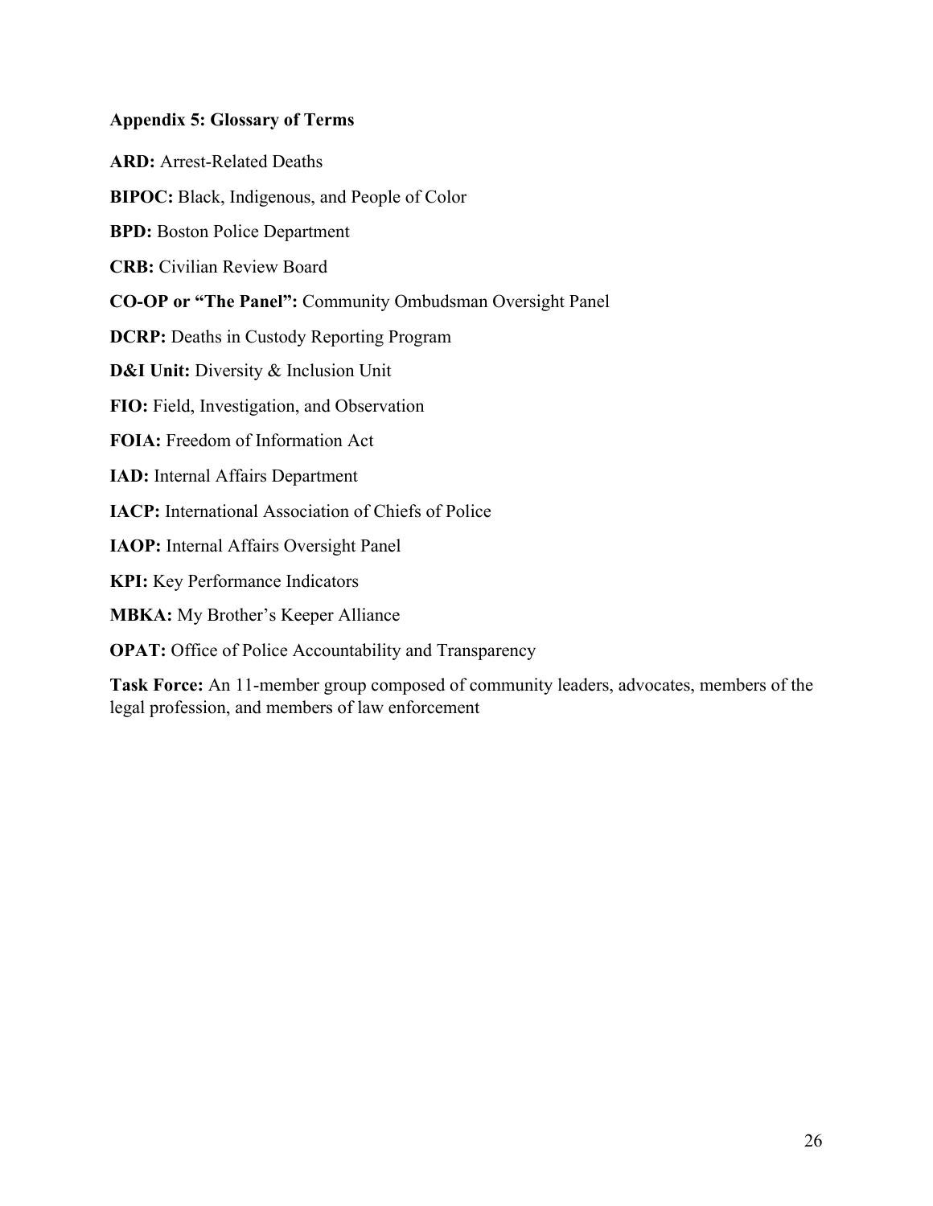**Appendix 5: Glossary of Terms**

**ARD:** Arrest-Related Deaths

**BIPOC:** Black, Indigenous, and People of Color

**BPD:** Boston Police Department

**CRB:** Civilian Review Board

**CO-OP or "The Panel":** Community Ombudsman Oversight Panel

**DCRP:** Deaths in Custody Reporting Program

**D&I Unit:** Diversity & Inclusion Unit

**FIO:** Field, Investigation, and Observation

**FOIA:** Freedom of Information Act

**IAD:** Internal Affairs Department

**IACP:** International Association of Chiefs of Police

**IAOP:** Internal Affairs Oversight Panel

**KPI:** Key Performance Indicators

**MBKA:** My Brother's Keeper Alliance

**OPAT:** Office of Police Accountability and Transparency

**Task Force:** An 11-member group composed of community leaders, advocates, members of the legal profession, and members of law enforcement